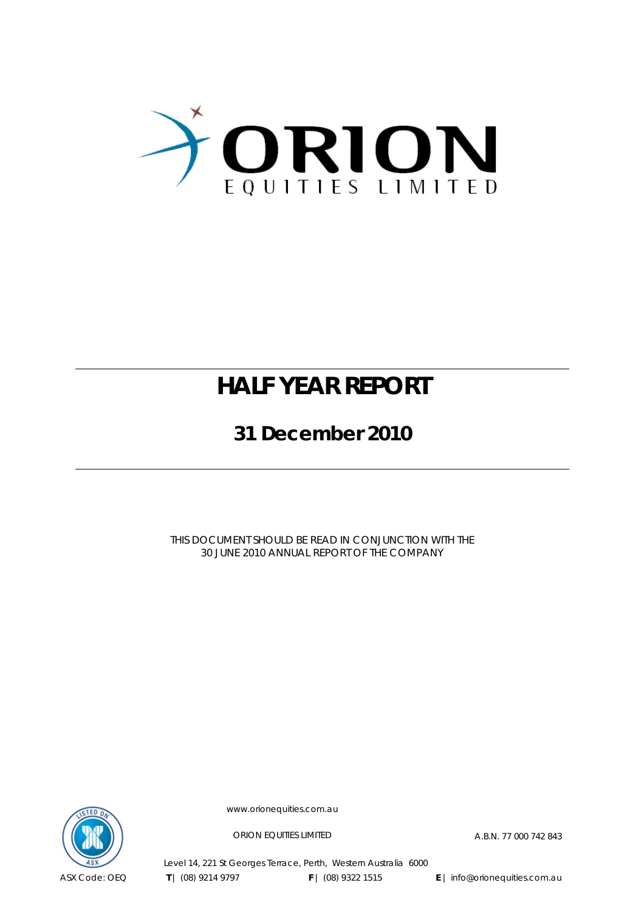ORION

EQUITIES LIMITED

# HALF YEAR REPORT

## 31 December 2010

THIS DOCUMENT SHOULD BE READ IN CONJUNCTION WITH THE 30 JUNE 2010 ANNUAL REPORT OF THE COMPANY

www.orionequities.com.au

ORION EQUITIES LIMITED

A.B.N. 77 000 742 843

Level 14, 221 St Georges Terrace, Perth, Western Australia 6000

ASX Code: OEQ

**T** | (08) 9214 9797

**F** | (08) 9322 1515

**E** | info@orionequities.com.au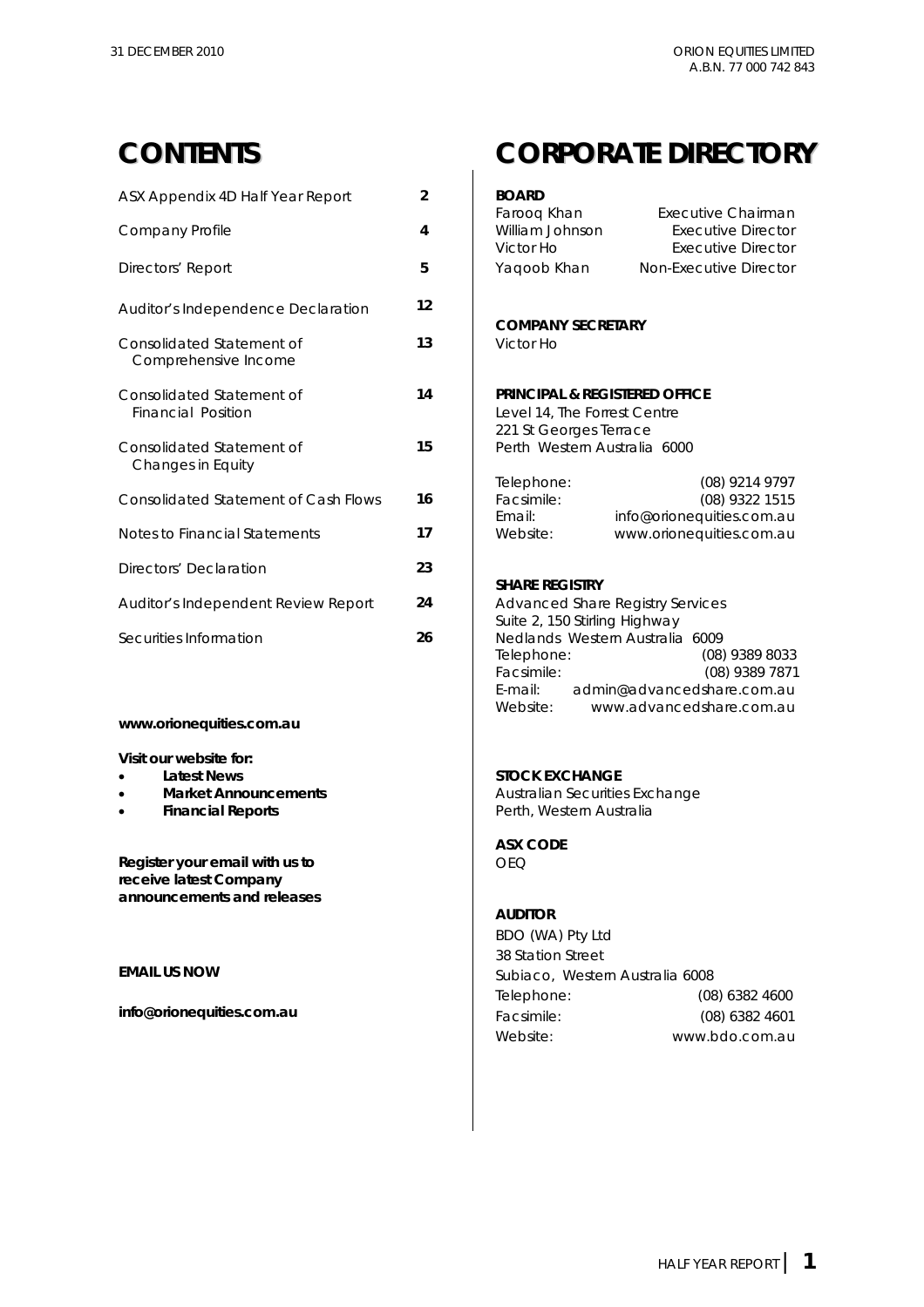# CONTENTS

| | |
|---|---|
| ASX Appendix 4D Half Year Report | 2 |
| Company Profile | 4 |
| Directors' Report | 5 |
| Auditor's Independence Declaration | 12 |
| Consolidated Statement of Comprehensive Income | 13 |
| Consolidated Statement of Financial Position | 14 |
| Consolidated Statement of Changes in Equity | 15 |
| Consolidated Statement of Cash Flows | 16 |
| Notes to Financial Statements | 17 |
| Directors' Declaration | 23 |
| Auditor's Independent Review Report | 24 |
| Securities Information | 26 |

**www.orionequities.com.au**

**Visit our website for:**

- **Latest News**
- **Market Announcements**
- **Financial Reports**

**Register your email with us to receive latest Company announcements and releases**

**EMAIL US NOW**

**info@orionequities.com.au**

# CORPORATE DIRECTORY

**BOARD**

| | |
|---|---|
| Farooq Khan | Executive Chairman |
| William Johnson | Executive Director |
| Victor Ho | Executive Director |
| Yaqoob Khan | Non-Executive Director |

**COMPANY SECRETARY**

Victor Ho

**PRINCIPAL & REGISTERED OFFICE**

Level 14, The Forrest Centre
221 St Georges Terrace
Perth Western Australia 6000

| | |
|---|---|
| Telephone: | (08) 9214 9797 |
| Facsimile: | (08) 9322 1515 |
| Email: | info@orionequities.com.au |
| Website: | www.orionequities.com.au |

**SHARE REGISTRY**

Advanced Share Registry Services
Suite 2, 150 Stirling Highway
Nedlands Western Australia 6009

| | |
|---|---|
| Telephone: | (08) 9389 8033 |
| Facsimile: | (08) 9389 7871 |
| E-mail: | admin@advancedshare.com.au |
| Website: | www.advancedshare.com.au |

**STOCK EXCHANGE**

Australian Securities Exchange
Perth, Western Australia

**ASX CODE**

OEQ

**AUDITOR**

BDO (WA) Pty Ltd
38 Station Street
Subiaco, Western Australia 6008

| | |
|---|---|
| Telephone: | (08) 6382 4600 |
| Facsimile: | (08) 6382 4601 |
| Website: | www.bdo.com.au |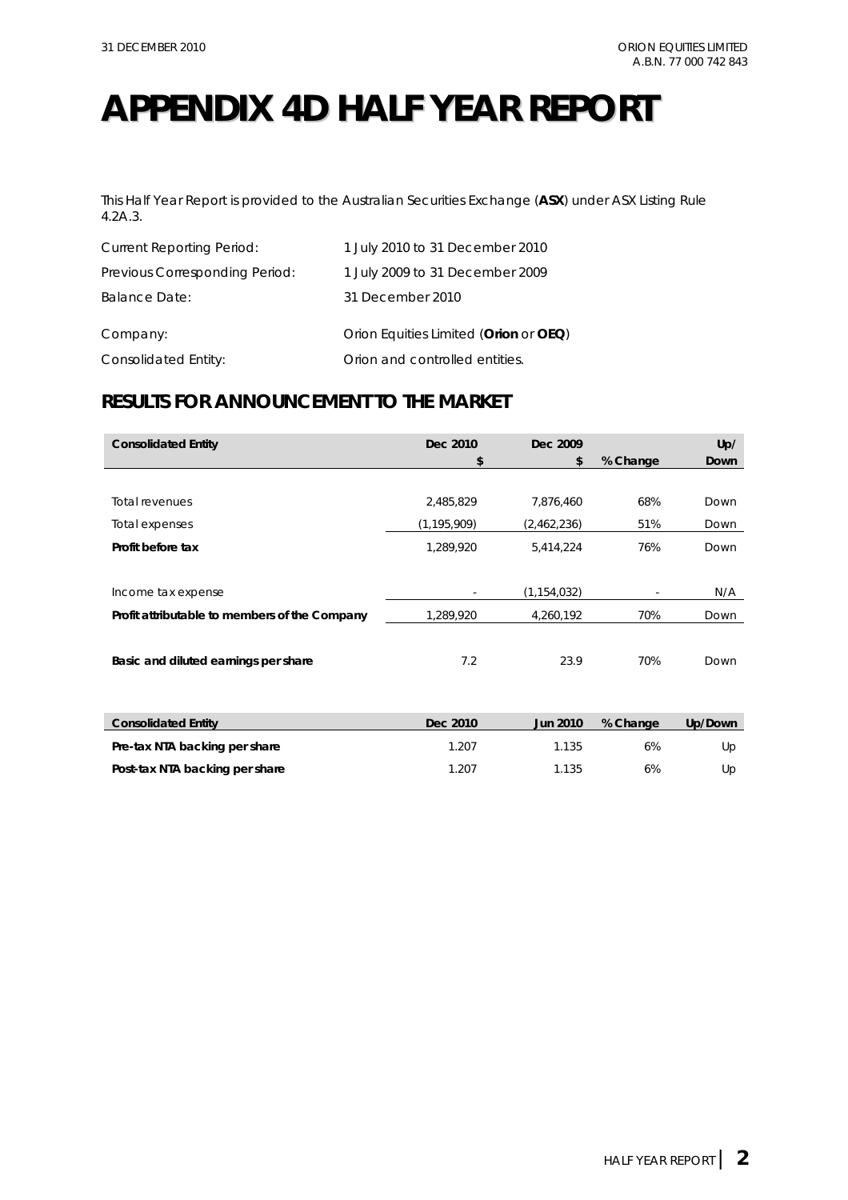# APPENDIX 4D HALF YEAR REPORT

This Half Year Report is provided to the Australian Securities Exchange (**ASX**) under ASX Listing Rule 4.2A.3.

| | |
|---|---|
| Current Reporting Period: | 1 July 2010 to 31 December 2010 |
| Previous Corresponding Period: | 1 July 2009 to 31 December 2009 |
| Balance Date: | 31 December 2010 |
| Company: | Orion Equities Limited (**Orion** or **OEQ**) |
| Consolidated Entity: | Orion and controlled entities. |

## RESULTS FOR ANNOUNCEMENT TO THE MARKET

| Consolidated Entity | Dec 2010 $ | Dec 2009 $ | % Change | Up/ Down |
|---|---|---|---|---|
| Total revenues | 2,485,829 | 7,876,460 | 68% | Down |
| Total expenses | (1,195,909) | (2,462,236) | 51% | Down |
| **Profit before tax** | 1,289,920 | 5,414,224 | 76% | Down |
| Income tax expense | - | (1,154,032) | - | N/A |
| **Profit attributable to members of the Company** | 1,289,920 | 4,260,192 | 70% | Down |
| **Basic and diluted earnings per share** | 7.2 | 23.9 | 70% | Down |

| Consolidated Entity | Dec 2010 | Jun 2010 | % Change | Up/Down |
|---|---|---|---|---|
| **Pre-tax NTA backing per share** | 1.207 | 1.135 | 6% | Up |
| **Post-tax NTA backing per share** | 1.207 | 1.135 | 6% | Up |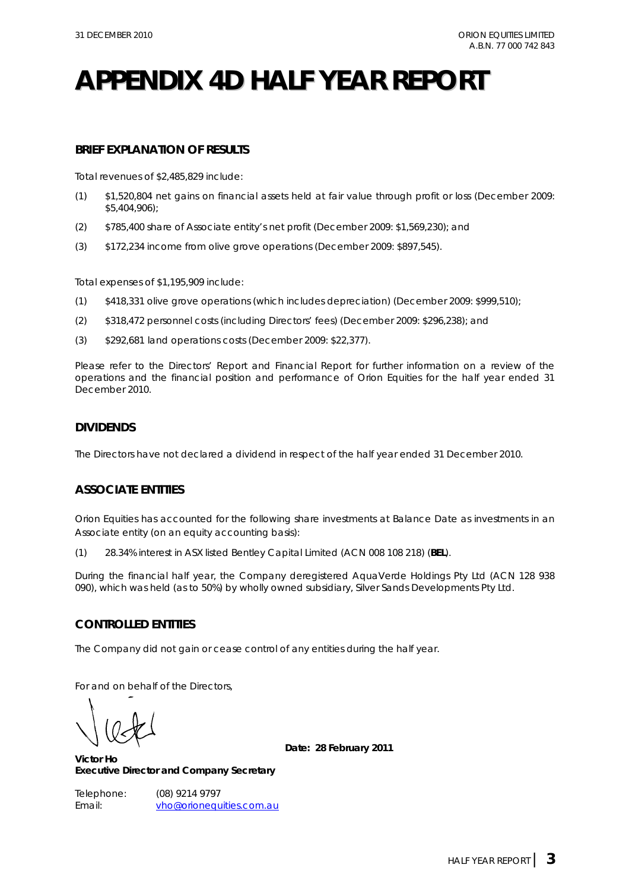# APPENDIX 4D HALF YEAR REPORT

## BRIEF EXPLANATION OF RESULTS

Total revenues of $2,485,829 include:

(1) $1,520,804 net gains on financial assets held at fair value through profit or loss (December 2009: $5,404,906);

(2) $785,400 share of Associate entity's net profit (December 2009: $1,569,230); and

(3) $172,234 income from olive grove operations (December 2009: $897,545).

Total expenses of $1,195,909 include:

(1) $418,331 olive grove operations (which includes depreciation) (December 2009: $999,510);

(2) $318,472 personnel costs (including Directors' fees) (December 2009: $296,238); and

(3) $292,681 land operations costs (December 2009: $22,377).

Please refer to the Directors' Report and Financial Report for further information on a review of the operations and the financial position and performance of Orion Equities for the half year ended 31 December 2010.

## DIVIDENDS

The Directors have not declared a dividend in respect of the half year ended 31 December 2010.

## ASSOCIATE ENTITIES

Orion Equities has accounted for the following share investments at Balance Date as investments in an Associate entity (on an equity accounting basis):

(1) 28.34% interest in ASX listed Bentley Capital Limited (ACN 008 108 218) (**BEL**).

During the financial half year, the Company deregistered AquaVerde Holdings Pty Ltd (ACN 128 938 090), which was held (as to 50%) by wholly owned subsidiary, Silver Sands Developments Pty Ltd.

## CONTROLLED ENTITIES

The Company did not gain or cease control of any entities during the half year.

For and on behalf of the Directors,

**Victor Ho**
**Executive Director and Company Secretary**

**Date: 28 February 2011**

Telephone: (08) 9214 9797
Email: vho@orionequities.com.au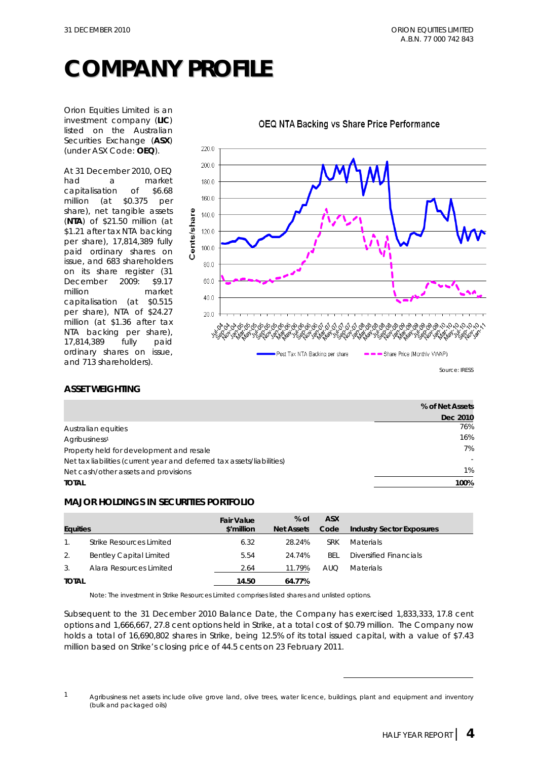# COMPANY PROFILE

Orion Equities Limited is an investment company (**LIC**) listed on the Australian Securities Exchange (**ASX**) (under ASX Code: **OEQ**).

At 31 December 2010, OEQ had a market capitalisation of $6.68 million (at $0.375 per share), net tangible assets (**NTA**) of $21.50 million (at $1.21 after tax NTA backing per share), 17,814,389 fully paid ordinary shares on issue, and 683 shareholders on its share register (31 December 2009: $9.17 million market capitalisation (at $0.515 per share), NTA of $24.27 million (at $1.36 after tax NTA backing per share), 17,814,389 fully paid ordinary shares on issue, and 713 shareholders).

OEQ NTA Backing vs Share Price Performance

Source: IRESS

## ASSET WEIGHTING

| | % of Net Assets Dec 2010 |
|---|---|
| Australian equities | 76% |
| Agribusiness[1] | 16% |
| Property held for development and resale | 7% |
| Net tax liabilities (current year and deferred tax assets/liabilities) | - |
| Net cash/other assets and provisions | 1% |
| **TOTAL** | **100%** |

## MAJOR HOLDINGS IN SECURITIES PORTFOLIO

| Equities | | Fair Value $'million | % of Net Assets | ASX Code | Industry Sector Exposures |
|---|---|---|---|---|---|
| 1. | Strike Resources Limited | 6.32 | 28.24% | SRK | Materials |
| 2. | Bentley Capital Limited | 5.54 | 24.74% | BEL | Diversified Financials |
| 3. | Alara Resources Limited | 2.64 | 11.79% | AUQ | Materials |
| **TOTAL** | | **14.50** | **64.77%** | | |

Note: The investment in Strike Resources Limited comprises listed shares and unlisted options.

Subsequent to the 31 December 2010 Balance Date, the Company has exercised 1,833,333, 17.8 cent options and 1,666,667, 27.8 cent options held in Strike, at a total cost of $0.79 million. The Company now holds a total of 16,690,802 shares in Strike, being 12.5% of its total issued capital, with a value of $7.43 million based on Strike's closing price of 44.5 cents on 23 February 2011.

[1] Agribusiness net assets include olive grove land, olive trees, water licence, buildings, plant and equipment and inventory (bulk and packaged oils)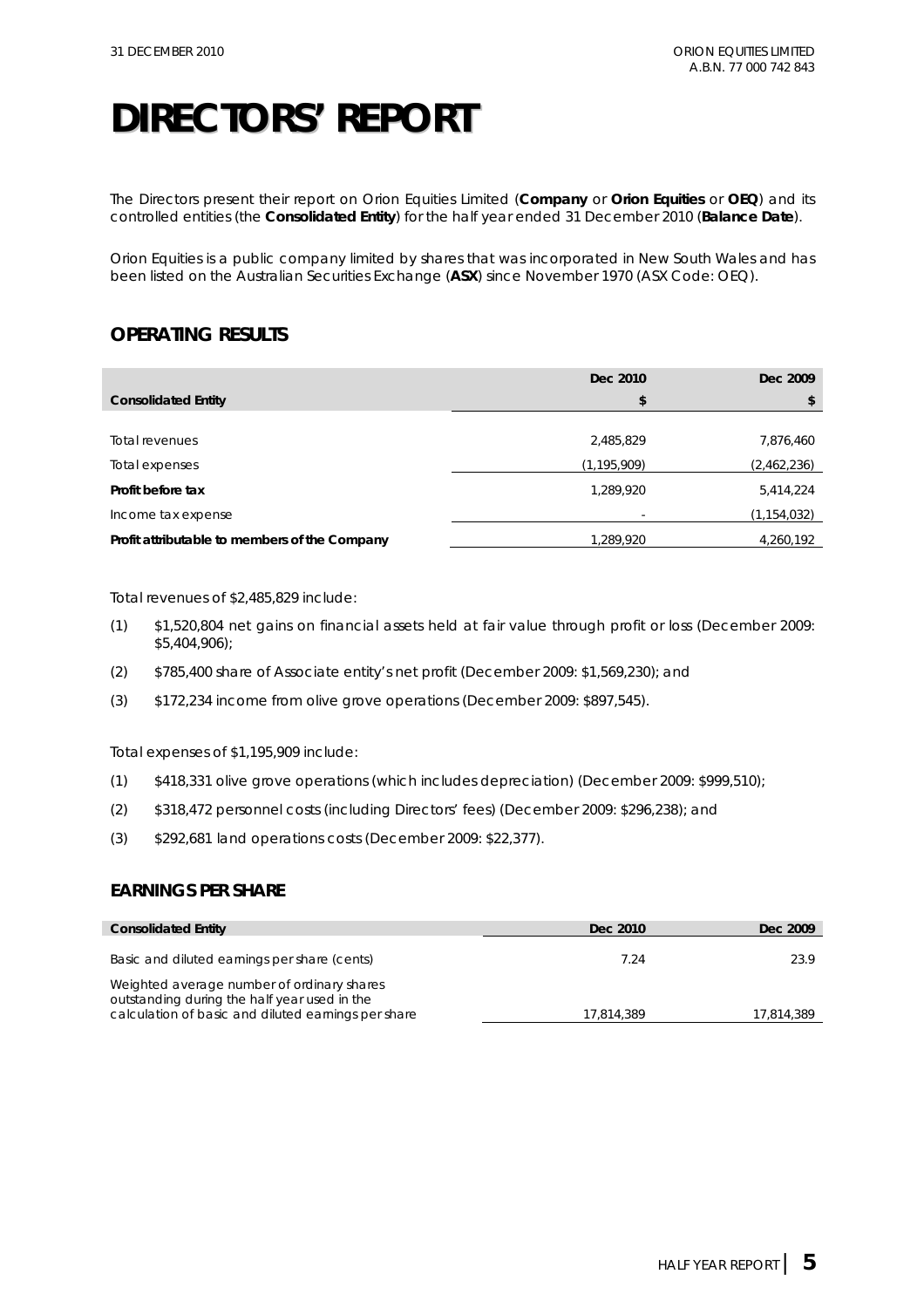# DIRECTORS' REPORT

The Directors present their report on Orion Equities Limited (**Company** or **Orion Equities** or **OEQ**) and its controlled entities (the **Consolidated Entity**) for the half year ended 31 December 2010 (**Balance Date**).

Orion Equities is a public company limited by shares that was incorporated in New South Wales and has been listed on the Australian Securities Exchange (**ASX**) since November 1970 (ASX Code: OEQ).

## OPERATING RESULTS

| Consolidated Entity | Dec 2010<br>$ | Dec 2009<br>$ |
|---|---|---|
| Total revenues | 2,485,829 | 7,876,460 |
| Total expenses | (1,195,909) | (2,462,236) |
| **Profit before tax** | 1,289,920 | 5,414,224 |
| Income tax expense | - | (1,154,032) |
| **Profit attributable to members of the Company** | 1,289,920 | 4,260,192 |

Total revenues of $2,485,829 include:

(1) $1,520,804 net gains on financial assets held at fair value through profit or loss (December 2009: $5,404,906);

(2) $785,400 share of Associate entity's net profit (December 2009: $1,569,230); and

(3) $172,234 income from olive grove operations (December 2009: $897,545).

Total expenses of $1,195,909 include:

(1) $418,331 olive grove operations (which includes depreciation) (December 2009: $999,510);

(2) $318,472 personnel costs (including Directors' fees) (December 2009: $296,238); and

(3) $292,681 land operations costs (December 2009: $22,377).

## EARNINGS PER SHARE

| Consolidated Entity | Dec 2010 | Dec 2009 |
|---|---|---|
| Basic and diluted earnings per share (cents) | 7.24 | 23.9 |
| Weighted average number of ordinary shares outstanding during the half year used in the calculation of basic and diluted earnings per share | 17,814,389 | 17,814,389 |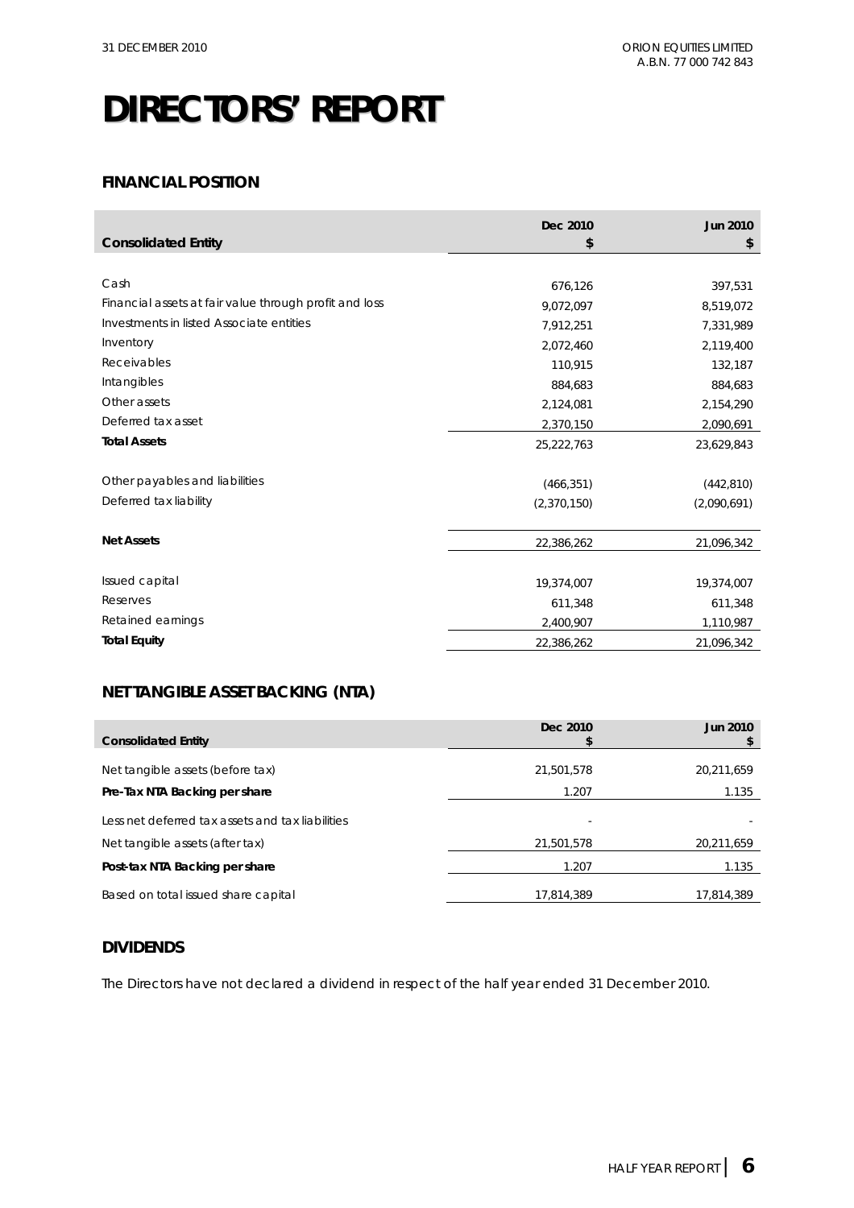# DIRECTORS' REPORT

## FINANCIAL POSITION

| Consolidated Entity | Dec 2010 $ | Jun 2010 $ |
|---|---|---|
| Cash | 676,126 | 397,531 |
| Financial assets at fair value through profit and loss | 9,072,097 | 8,519,072 |
| Investments in listed Associate entities | 7,912,251 | 7,331,989 |
| Inventory | 2,072,460 | 2,119,400 |
| Receivables | 110,915 | 132,187 |
| Intangibles | 884,683 | 884,683 |
| Other assets | 2,124,081 | 2,154,290 |
| Deferred tax asset | 2,370,150 | 2,090,691 |
| **Total Assets** | 25,222,763 | 23,629,843 |
| Other payables and liabilities | (466,351) | (442,810) |
| Deferred tax liability | (2,370,150) | (2,090,691) |
| **Net Assets** | 22,386,262 | 21,096,342 |
| Issued capital | 19,374,007 | 19,374,007 |
| Reserves | 611,348 | 611,348 |
| Retained earnings | 2,400,907 | 1,110,987 |
| **Total Equity** | 22,386,262 | 21,096,342 |

## NET TANGIBLE ASSET BACKING (NTA)

| Consolidated Entity | Dec 2010 $ | Jun 2010 $ |
|---|---|---|
| Net tangible assets (before tax) | 21,501,578 | 20,211,659 |
| **Pre-Tax NTA Backing per share** | 1.207 | 1.135 |
| Less net deferred tax assets and tax liabilities | - | - |
| Net tangible assets (after tax) | 21,501,578 | 20,211,659 |
| **Post-tax NTA Backing per share** | 1.207 | 1.135 |
| Based on total issued share capital | 17,814,389 | 17,814,389 |

## DIVIDENDS

The Directors have not declared a dividend in respect of the half year ended 31 December 2010.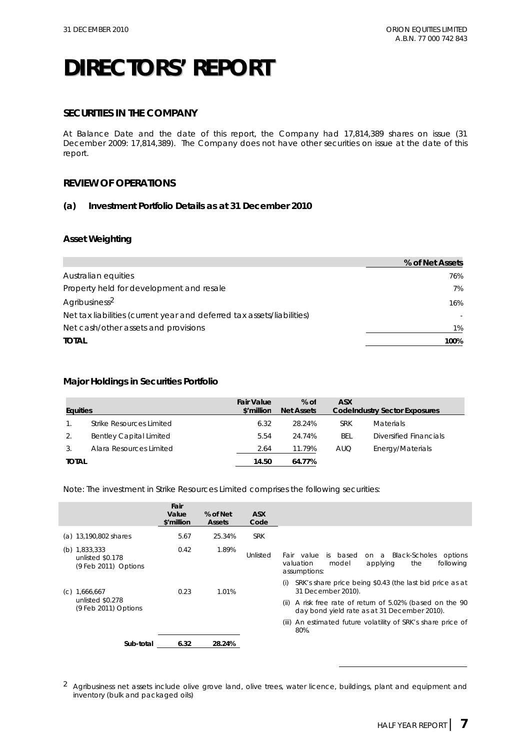# DIRECTORS' REPORT

## SECURITIES IN THE COMPANY

At Balance Date and the date of this report, the Company had 17,814,389 shares on issue (31 December 2009: 17,814,389). The Company does not have other securities on issue at the date of this report.

## REVIEW OF OPERATIONS

### (a) Investment Portfolio Details as at 31 December 2010

#### Asset Weighting

| | % of Net Assets |
|---|---|
| Australian equities | 76% |
| Property held for development and resale | 7% |
| Agribusiness[2] | 16% |
| Net tax liabilities (current year and deferred tax assets/liabilities) | - |
| Net cash/other assets and provisions | 1% |
| **TOTAL** | **100%** |

#### Major Holdings in Securities Portfolio

| **Equities** | | **Fair Value $'million** | **% of Net Assets** | **ASX Code** | **Industry Sector Exposures** |
|---|---|---|---|---|---|
| 1. | Strike Resources Limited | 6.32 | 28.24% | SRK | Materials |
| 2. | Bentley Capital Limited | 5.54 | 24.74% | BEL | Diversified Financials |
| 3. | Alara Resources Limited | 2.64 | 11.79% | AUQ | Energy/Materials |
| **TOTAL** | | **14.50** | **64.77%** | | |

Note: The investment in Strike Resources Limited comprises the following securities:

| | **Fair Value $'million** | **% of Net Assets** | **ASX Code** | |
|---|---|---|---|---|
| (a) 13,190,802 shares | 5.67 | 25.34% | SRK | |
| (b) 1,833,333 unlisted $0.178 (9 Feb 2011) Options | 0.42 | 1.89% | Unlisted | Fair value is based on a Black-Scholes options valuation model applying the following assumptions:<br>(i) SRK's share price being $0.43 (the last bid price as at 31 December 2010).<br>(ii) A risk free rate of return of 5.02% (based on the 90 day bond yield rate as at 31 December 2010).<br>(iii) An estimated future volatility of SRK's share price of 80%. |
| (c) 1,666,667 unlisted $0.278 (9 Feb 2011) Options | 0.23 | 1.01% | | |
| **Sub-total** | **6.32** | **28.24%** | | |

[2] Agribusiness net assets include olive grove land, olive trees, water licence, buildings, plant and equipment and inventory (bulk and packaged oils)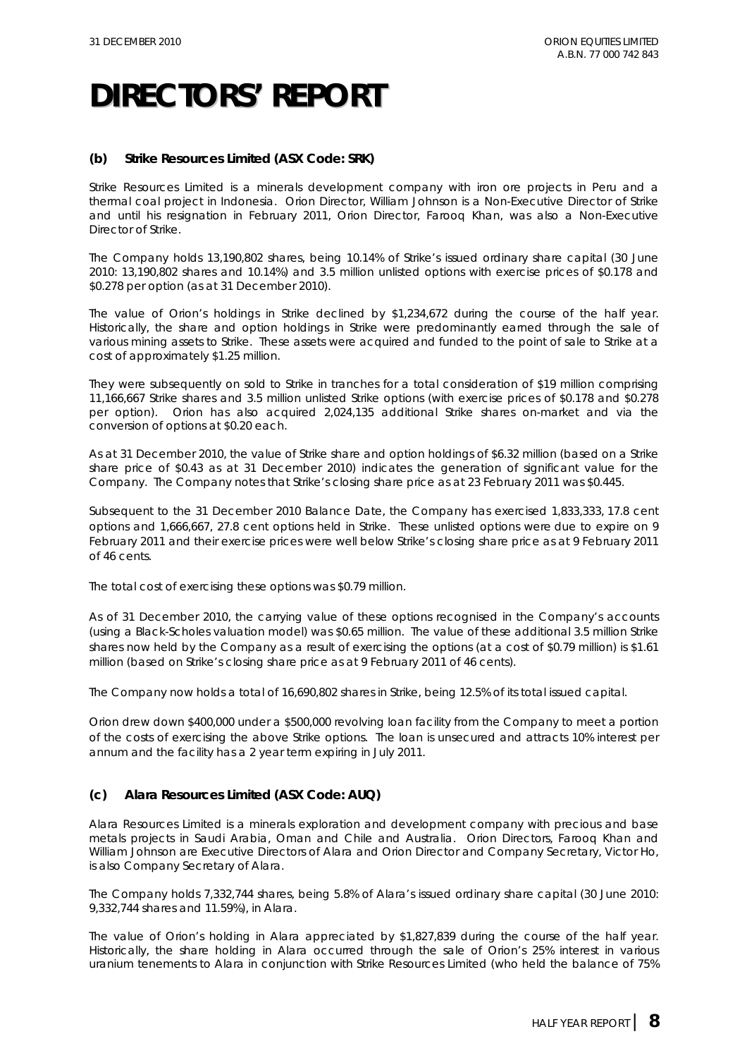# DIRECTORS' REPORT

### (b) Strike Resources Limited (ASX Code: SRK)

Strike Resources Limited is a minerals development company with iron ore projects in Peru and a thermal coal project in Indonesia. Orion Director, William Johnson is a Non-Executive Director of Strike and until his resignation in February 2011, Orion Director, Farooq Khan, was also a Non-Executive Director of Strike.

The Company holds 13,190,802 shares, being 10.14% of Strike's issued ordinary share capital (30 June 2010: 13,190,802 shares and 10.14%) and 3.5 million unlisted options with exercise prices of $0.178 and $0.278 per option (as at 31 December 2010).

The value of Orion's holdings in Strike declined by $1,234,672 during the course of the half year. Historically, the share and option holdings in Strike were predominantly earned through the sale of various mining assets to Strike. These assets were acquired and funded to the point of sale to Strike at a cost of approximately $1.25 million.

They were subsequently on sold to Strike in tranches for a total consideration of $19 million comprising 11,166,667 Strike shares and 3.5 million unlisted Strike options (with exercise prices of $0.178 and $0.278 per option). Orion has also acquired 2,024,135 additional Strike shares on-market and via the conversion of options at $0.20 each.

As at 31 December 2010, the value of Strike share and option holdings of $6.32 million (based on a Strike share price of $0.43 as at 31 December 2010) indicates the generation of significant value for the Company. The Company notes that Strike's closing share price as at 23 February 2011 was $0.445.

Subsequent to the 31 December 2010 Balance Date, the Company has exercised 1,833,333, 17.8 cent options and 1,666,667, 27.8 cent options held in Strike. These unlisted options were due to expire on 9 February 2011 and their exercise prices were well below Strike's closing share price as at 9 February 2011 of 46 cents.

The total cost of exercising these options was $0.79 million.

As of 31 December 2010, the carrying value of these options recognised in the Company's accounts (using a Black-Scholes valuation model) was $0.65 million. The value of these additional 3.5 million Strike shares now held by the Company as a result of exercising the options (at a cost of $0.79 million) is $1.61 million (based on Strike's closing share price as at 9 February 2011 of 46 cents).

The Company now holds a total of 16,690,802 shares in Strike, being 12.5% of its total issued capital.

Orion drew down $400,000 under a $500,000 revolving loan facility from the Company to meet a portion of the costs of exercising the above Strike options. The loan is unsecured and attracts 10% interest per annum and the facility has a 2 year term expiring in July 2011.

### (c) Alara Resources Limited (ASX Code: AUQ)

Alara Resources Limited is a minerals exploration and development company with precious and base metals projects in Saudi Arabia, Oman and Chile and Australia. Orion Directors, Farooq Khan and William Johnson are Executive Directors of Alara and Orion Director and Company Secretary, Victor Ho, is also Company Secretary of Alara.

The Company holds 7,332,744 shares, being 5.8% of Alara's issued ordinary share capital (30 June 2010: 9,332,744 shares and 11.59%), in Alara.

The value of Orion's holding in Alara appreciated by $1,827,839 during the course of the half year. Historically, the share holding in Alara occurred through the sale of Orion's 25% interest in various uranium tenements to Alara in conjunction with Strike Resources Limited (who held the balance of 75%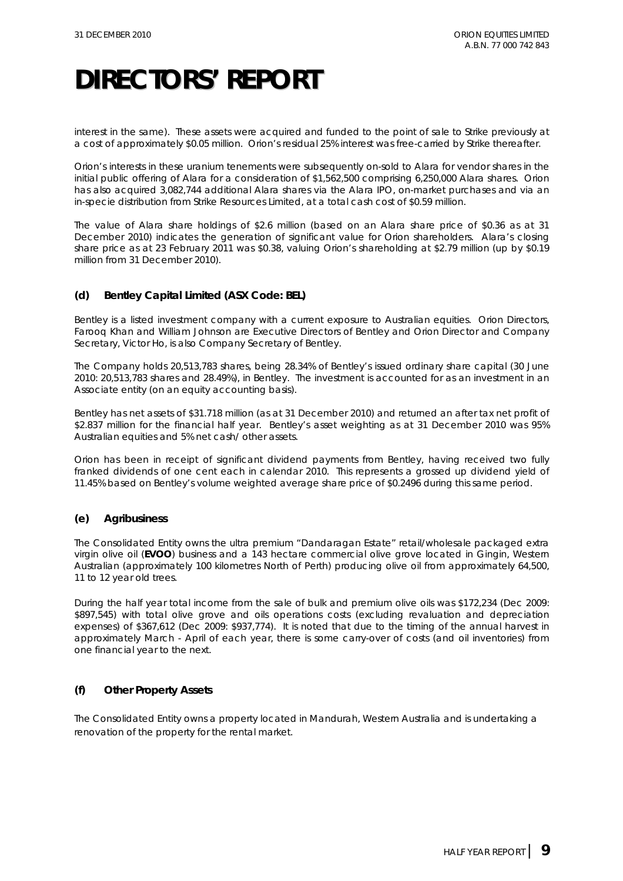interest in the same). These assets were acquired and funded to the point of sale to Strike previously at a cost of approximately $0.05 million. Orion's residual 25% interest was free-carried by Strike thereafter.

Orion's interests in these uranium tenements were subsequently on-sold to Alara for vendor shares in the initial public offering of Alara for a consideration of $1,562,500 comprising 6,250,000 Alara shares. Orion has also acquired 3,082,744 additional Alara shares via the Alara IPO, on-market purchases and via an in-specie distribution from Strike Resources Limited, at a total cash cost of $0.59 million.

The value of Alara share holdings of $2.6 million (based on an Alara share price of $0.36 as at 31 December 2010) indicates the generation of significant value for Orion shareholders. Alara's closing share price as at 23 February 2011 was $0.38, valuing Orion's shareholding at $2.79 million (up by $0.19 million from 31 December 2010).

### (d) Bentley Capital Limited (ASX Code: BEL)

Bentley is a listed investment company with a current exposure to Australian equities. Orion Directors, Farooq Khan and William Johnson are Executive Directors of Bentley and Orion Director and Company Secretary, Victor Ho, is also Company Secretary of Bentley.

The Company holds 20,513,783 shares, being 28.34% of Bentley's issued ordinary share capital (30 June 2010: 20,513,783 shares and 28.49%), in Bentley. The investment is accounted for as an investment in an Associate entity (on an equity accounting basis).

Bentley has net assets of $31.718 million (as at 31 December 2010) and returned an after tax net profit of $2.837 million for the financial half year. Bentley's asset weighting as at 31 December 2010 was 95% Australian equities and 5% net cash/ other assets.

Orion has been in receipt of significant dividend payments from Bentley, having received two fully franked dividends of one cent each in calendar 2010. This represents a grossed up dividend yield of 11.45% based on Bentley's volume weighted average share price of $0.2496 during this same period.

### (e) Agribusiness

The Consolidated Entity owns the ultra premium "Dandaragan Estate" retail/wholesale packaged extra virgin olive oil (**EVOO**) business and a 143 hectare commercial olive grove located in Gingin, Western Australian (approximately 100 kilometres North of Perth) producing olive oil from approximately 64,500, 11 to 12 year old trees.

During the half year total income from the sale of bulk and premium olive oils was $172,234 (Dec 2009: $897,545) with total olive grove and oils operations costs (excluding revaluation and depreciation expenses) of $367,612 (Dec 2009: $937,774). It is noted that due to the timing of the annual harvest in approximately March - April of each year, there is some carry-over of costs (and oil inventories) from one financial year to the next.

### (f) Other Property Assets

The Consolidated Entity owns a property located in Mandurah, Western Australia and is undertaking a renovation of the property for the rental market.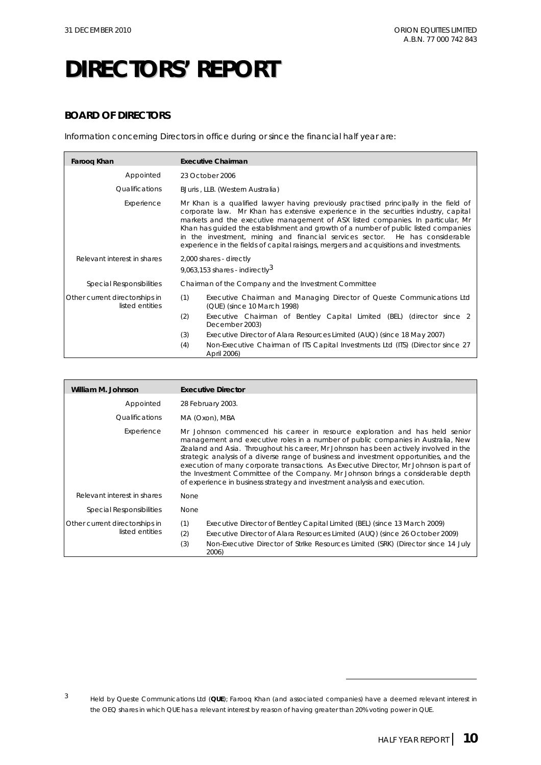# DIRECTORS' REPORT

## BOARD OF DIRECTORS

Information concerning Directors in office during or since the financial half year are:

| **Farooq Khan** | **Executive Chairman** |
|---|---|
| Appointed | 23 October 2006 |
| Qualifications | BJuris , LLB. (Western Australia) |
| Experience | Mr Khan is a qualified lawyer having previously practised principally in the field of corporate law. Mr Khan has extensive experience in the securities industry, capital markets and the executive management of ASX listed companies. In particular, Mr Khan has guided the establishment and growth of a number of public listed companies in the investment, mining and financial services sector. He has considerable experience in the fields of capital raisings, mergers and acquisitions and investments. |
| Relevant interest in shares | 2,000 shares - directly<br>9,063,153 shares - indirectly[3] |
| Special Responsibilities | Chairman of the Company and the Investment Committee |
| Other current directorships in listed entities | (1) Executive Chairman and Managing Director of Queste Communications Ltd (QUE) (since 10 March 1998)<br>(2) Executive Chairman of Bentley Capital Limited (BEL) (director since 2 December 2003)<br>(3) Executive Director of Alara Resources Limited (AUQ) (since 18 May 2007)<br>(4) Non-Executive Chairman of ITS Capital Investments Ltd (ITS) (Director since 27 April 2006) |

| **William M. Johnson** | **Executive Director** |
|---|---|
| Appointed | 28 February 2003. |
| Qualifications | MA (Oxon), MBA |
| Experience | Mr Johnson commenced his career in resource exploration and has held senior management and executive roles in a number of public companies in Australia, New Zealand and Asia. Throughout his career, Mr Johnson has been actively involved in the strategic analysis of a diverse range of business and investment opportunities, and the execution of many corporate transactions. As Executive Director, Mr Johnson is part of the Investment Committee of the Company. Mr Johnson brings a considerable depth of experience in business strategy and investment analysis and execution. |
| Relevant interest in shares | None |
| Special Responsibilities | None |
| Other current directorships in listed entities | (1) Executive Director of Bentley Capital Limited (BEL) (since 13 March 2009)<br>(2) Executive Director of Alara Resources Limited (AUQ) (since 26 October 2009)<br>(3) Non-Executive Director of Strike Resources Limited (SRK) (Director since 14 July 2006) |

[3] Held by Queste Communications Ltd (**QUE**); Farooq Khan (and associated companies) have a deemed relevant interest in the OEQ shares in which QUE has a relevant interest by reason of having greater than 20% voting power in QUE.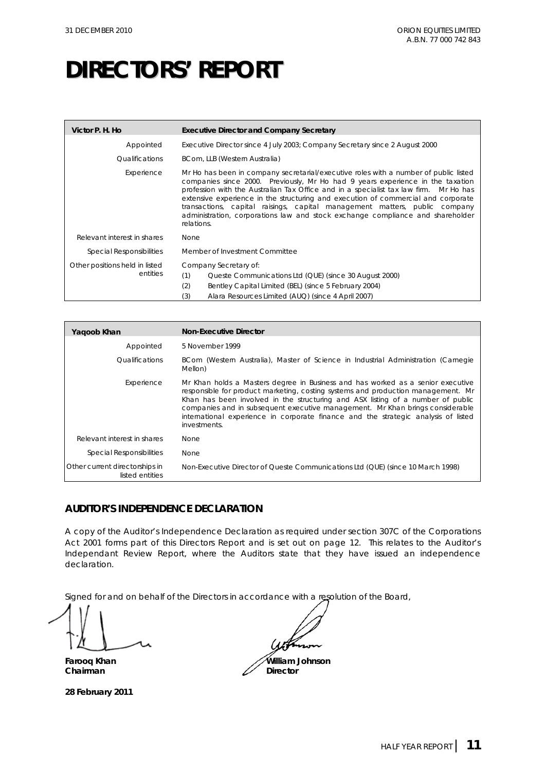# DIRECTORS' REPORT

| Victor P. H. Ho | Executive Director and Company Secretary |
|---|---|
| Appointed | Executive Director since 4 July 2003; Company Secretary since 2 August 2000 |
| Qualifications | BCom, LLB (Western Australia) |
| Experience | Mr Ho has been in company secretarial/executive roles with a number of public listed companies since 2000. Previously, Mr Ho had 9 years experience in the taxation profession with the Australian Tax Office and in a specialist tax law firm. Mr Ho has extensive experience in the structuring and execution of commercial and corporate transactions, capital raisings, capital management matters, public company administration, corporations law and stock exchange compliance and shareholder relations. |
| Relevant interest in shares | None |
| Special Responsibilities | Member of Investment Committee |
| Other positions held in listed entities | Company Secretary of: (1) Queste Communications Ltd (QUE) (since 30 August 2000) (2) Bentley Capital Limited (BEL) (since 5 February 2004) (3) Alara Resources Limited (AUQ) (since 4 April 2007) |

| Yaqoob Khan | Non-Executive Director |
|---|---|
| Appointed | 5 November 1999 |
| Qualifications | BCom (Western Australia), Master of Science in Industrial Administration (Carnegie Mellon) |
| Experience | Mr Khan holds a Masters degree in Business and has worked as a senior executive responsible for product marketing, costing systems and production management. Mr Khan has been involved in the structuring and ASX listing of a number of public companies and in subsequent executive management. Mr Khan brings considerable international experience in corporate finance and the strategic analysis of listed investments. |
| Relevant interest in shares | None |
| Special Responsibilities | None |
| Other current directorships in listed entities | Non-Executive Director of Queste Communications Ltd (QUE) (since 10 March 1998) |

## AUDITOR'S INDEPENDENCE DECLARATION

A copy of the Auditor's Independence Declaration as required under section 307C of the Corporations Act 2001 forms part of this Directors Report and is set out on page 12. This relates to the Auditor's Independant Review Report, where the Auditors state that they have issued an independence declaration.

Signed for and on behalf of the Directors in accordance with a resolution of the Board,

**Farooq Khan**
**Chairman**

**William Johnson**
**Director**

**28 February 2011**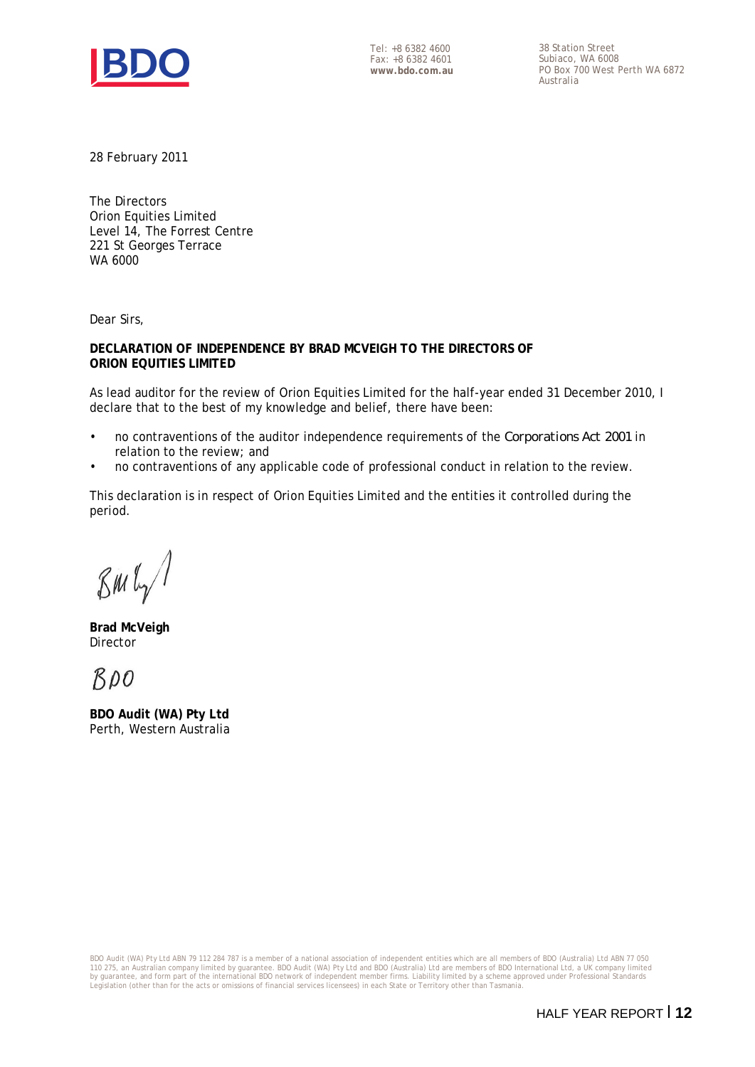Tel: +8 6382 4600
Fax: +8 6382 4601
**www.bdo.com.au**

38 Station Street
Subiaco, WA 6008
PO Box 700 West Perth WA 6872
Australia

28 February 2011

The Directors
Orion Equities Limited
Level 14, The Forrest Centre
221 St Georges Terrace
WA 6000

Dear Sirs,

**DECLARATION OF INDEPENDENCE BY BRAD MCVEIGH TO THE DIRECTORS OF ORION EQUITIES LIMITED**

As lead auditor for the review of Orion Equities Limited for the half-year ended 31 December 2010, I declare that to the best of my knowledge and belief, there have been:

- no contraventions of the auditor independence requirements of the *Corporations Act 2001* in relation to the review; and
- no contraventions of any applicable code of professional conduct in relation to the review.

This declaration is in respect of Orion Equities Limited and the entities it controlled during the period.

**Brad McVeigh**
Director

BDO

**BDO Audit (WA) Pty Ltd**
Perth, Western Australia

BDO Audit (WA) Pty Ltd ABN 79 112 284 787 is a member of a national association of independent entities which are all members of BDO (Australia) Ltd ABN 77 050 110 275, an Australian company limited by guarantee. BDO Audit (WA) Pty Ltd and BDO (Australia) Ltd are members of BDO International Ltd, a UK company limited by guarantee, and form part of the international BDO network of independent member firms. Liability limited by a scheme approved under Professional Standards Legislation (other than for the acts or omissions of financial services licensees) in each State or Territory other than Tasmania.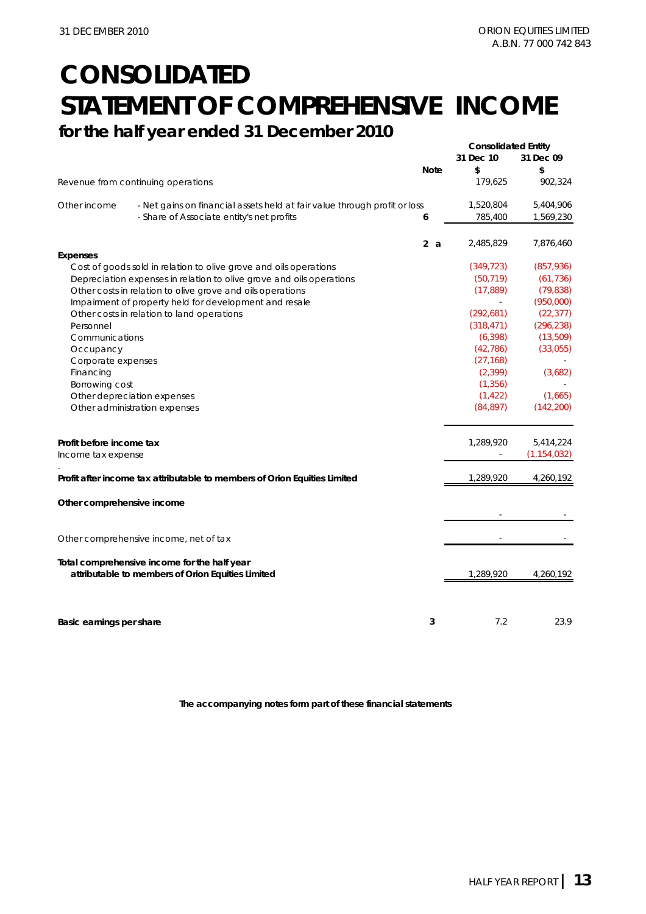# CONSOLIDATED STATEMENT OF COMPREHENSIVE INCOME

## for the half year ended 31 December 2010

| | | Note | Consolidated Entity 31 Dec 10 $ | 31 Dec 09 $ |
|---|---|---|---|---|
| Revenue from continuing operations | | | 179,625 | 902,324 |
| Other income | - Net gains on financial assets held at fair value through profit or loss | | 1,520,804 | 5,404,906 |
| | - Share of Associate entity's net profits | 6 | 785,400 | 1,569,230 |
| | | 2 a | 2,485,829 | 7,876,460 |
| **Expenses** | | | | |
| Cost of goods sold in relation to olive grove and oils operations | | | (349,723) | (857,936) |
| Depreciation expenses in relation to olive grove and oils operations | | | (50,719) | (61,736) |
| Other costs in relation to olive grove and oils operations | | | (17,889) | (79,838) |
| Impairment of property held for development and resale | | | - | (950,000) |
| Other costs in relation to land operations | | | (292,681) | (22,377) |
| Personnel | | | (318,471) | (296,238) |
| Communications | | | (6,398) | (13,509) |
| Occupancy | | | (42,786) | (33,055) |
| Corporate expenses | | | (27,168) | - |
| Financing | | | (2,399) | (3,682) |
| Borrowing cost | | | (1,356) | - |
| Other depreciation expenses | | | (1,422) | (1,665) |
| Other administration expenses | | | (84,897) | (142,200) |
| **Profit before income tax** | | | 1,289,920 | 5,414,224 |
| Income tax expense | | | - | (1,154,032) |
| **Profit after income tax attributable to members of Orion Equities Limited** | | | 1,289,920 | 4,260,192 |
| **Other comprehensive income** | | | | |
| | | | - | - |
| Other comprehensive income, net of tax | | | - | - |
| **Total comprehensive income for the half year attributable to members of Orion Equities Limited** | | | 1,289,920 | 4,260,192 |
| **Basic earnings per share** | | 3 | 7.2 | 23.9 |

**The accompanying notes form part of these financial statements**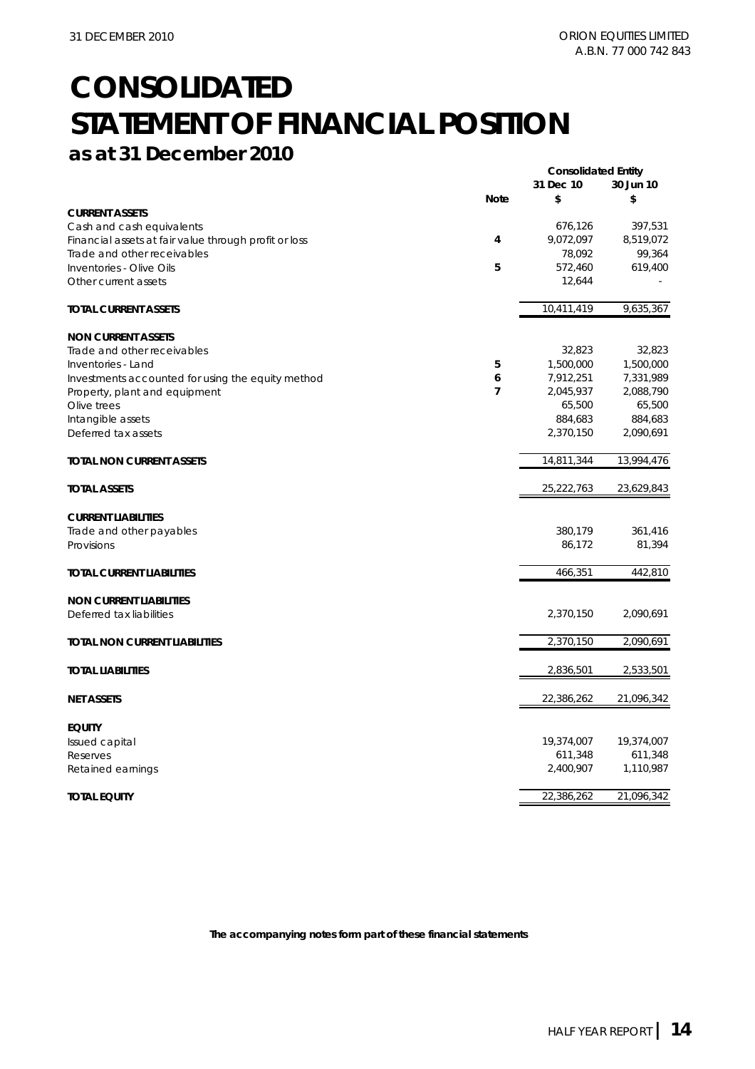# CONSOLIDATED STATEMENT OF FINANCIAL POSITION

## as at 31 December 2010

| | Note | Consolidated Entity 31 Dec 10 $ | 30 Jun 10 $ |
|---|---|---|---|
| **CURRENT ASSETS** | | | |
| Cash and cash equivalents | | 676,126 | 397,531 |
| Financial assets at fair value through profit or loss | 4 | 9,072,097 | 8,519,072 |
| Trade and other receivables | | 78,092 | 99,364 |
| Inventories - Olive Oils | 5 | 572,460 | 619,400 |
| Other current assets | | 12,644 | - |
| **TOTAL CURRENT ASSETS** | | 10,411,419 | 9,635,367 |
| **NON CURRENT ASSETS** | | | |
| Trade and other receivables | | 32,823 | 32,823 |
| Inventories - Land | 5 | 1,500,000 | 1,500,000 |
| Investments accounted for using the equity method | 6 | 7,912,251 | 7,331,989 |
| Property, plant and equipment | 7 | 2,045,937 | 2,088,790 |
| Olive trees | | 65,500 | 65,500 |
| Intangible assets | | 884,683 | 884,683 |
| Deferred tax assets | | 2,370,150 | 2,090,691 |
| **TOTAL NON CURRENT ASSETS** | | 14,811,344 | 13,994,476 |
| **TOTAL ASSETS** | | 25,222,763 | 23,629,843 |
| **CURRENT LIABILITIES** | | | |
| Trade and other payables | | 380,179 | 361,416 |
| Provisions | | 86,172 | 81,394 |
| **TOTAL CURRENT LIABILITIES** | | 466,351 | 442,810 |
| **NON CURRENT LIABILITIES** | | | |
| Deferred tax liabilities | | 2,370,150 | 2,090,691 |
| **TOTAL NON CURRENT LIABILITIES** | | 2,370,150 | 2,090,691 |
| **TOTAL LIABILITIES** | | 2,836,501 | 2,533,501 |
| **NET ASSETS** | | 22,386,262 | 21,096,342 |
| **EQUITY** | | | |
| Issued capital | | 19,374,007 | 19,374,007 |
| Reserves | | 611,348 | 611,348 |
| Retained earnings | | 2,400,907 | 1,110,987 |
| **TOTAL EQUITY** | | 22,386,262 | 21,096,342 |

**The accompanying notes form part of these financial statements**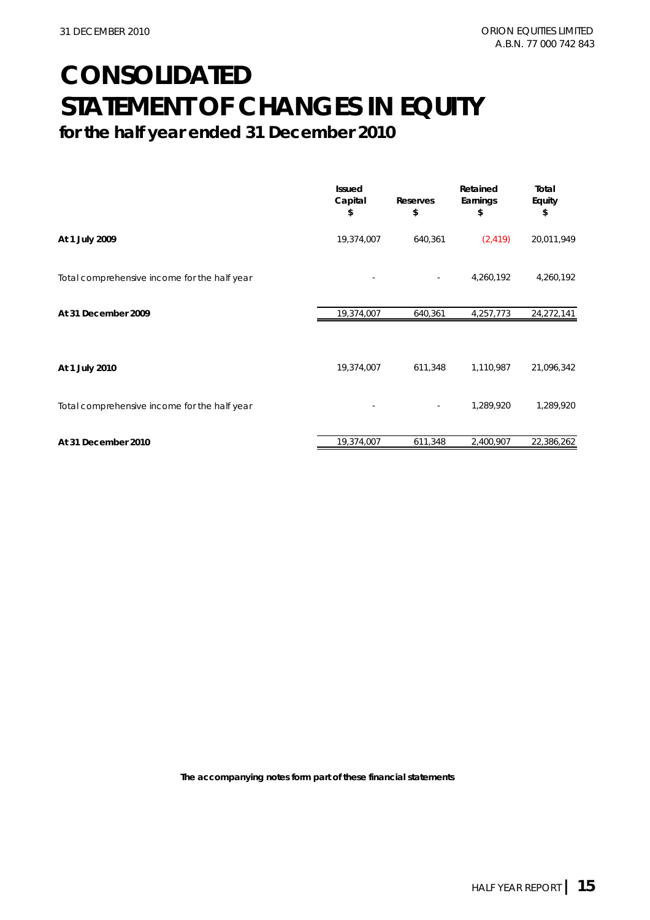# CONSOLIDATED STATEMENT OF CHANGES IN EQUITY

## for the half year ended 31 December 2010

| | Issued Capital $ | Reserves $ | Retained Earnings $ | Total Equity $ |
|---|---|---|---|---|
| **At 1 July 2009** | 19,374,007 | 640,361 | (2,419) | 20,011,949 |
| Total comprehensive income for the half year | - | - | 4,260,192 | 4,260,192 |
| **At 31 December 2009** | 19,374,007 | 640,361 | 4,257,773 | 24,272,141 |
| | | | | |
| **At 1 July 2010** | 19,374,007 | 611,348 | 1,110,987 | 21,096,342 |
| Total comprehensive income for the half year | - | - | 1,289,920 | 1,289,920 |
| **At 31 December 2010** | 19,374,007 | 611,348 | 2,400,907 | 22,386,262 |

**The accompanying notes form part of these financial statements**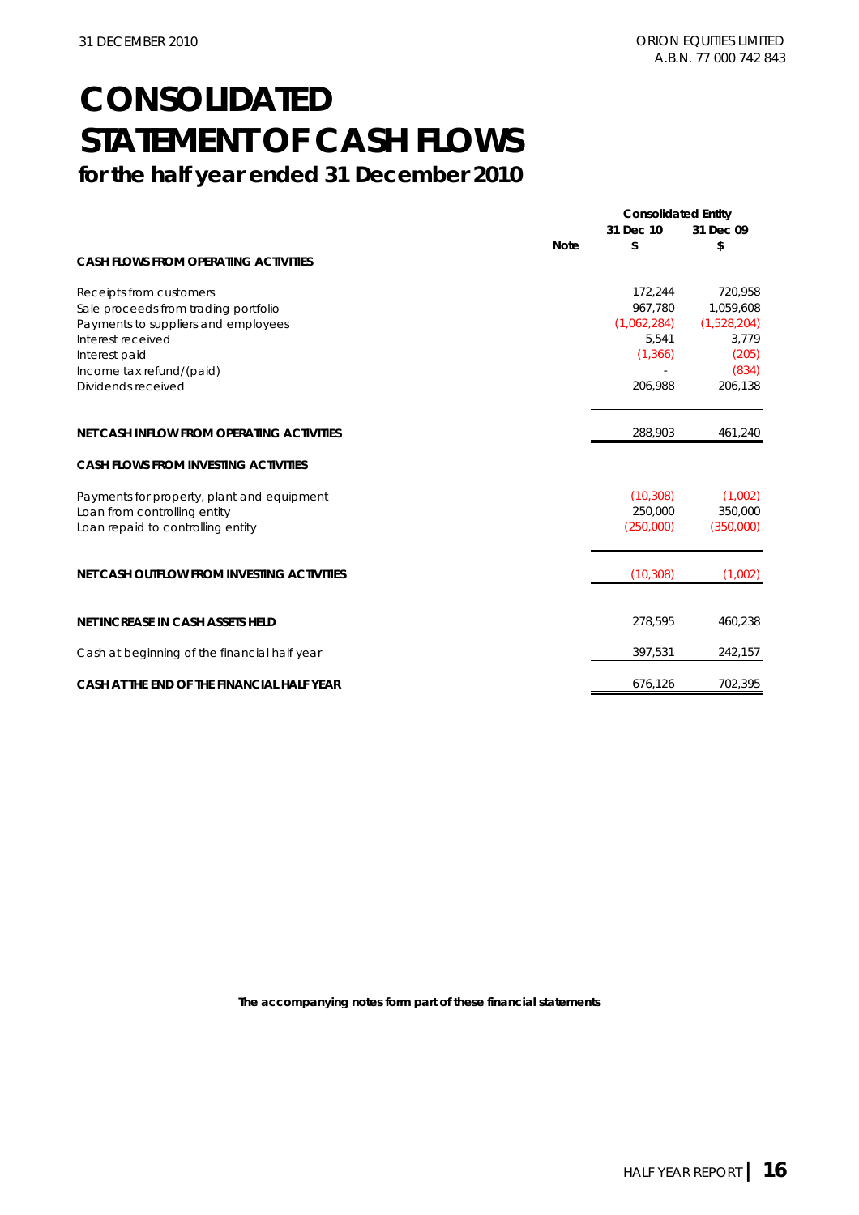# CONSOLIDATED STATEMENT OF CASH FLOWS

## for the half year ended 31 December 2010

| | Note | Consolidated Entity 31 Dec 10 $ | 31 Dec 09 $ |
|---|---|---|---|
| **CASH FLOWS FROM OPERATING ACTIVITIES** | | | |
| Receipts from customers | | 172,244 | 720,958 |
| Sale proceeds from trading portfolio | | 967,780 | 1,059,608 |
| Payments to suppliers and employees | | (1,062,284) | (1,528,204) |
| Interest received | | 5,541 | 3,779 |
| Interest paid | | (1,366) | (205) |
| Income tax refund/(paid) | | - | (834) |
| Dividends received | | 206,988 | 206,138 |
| **NET CASH INFLOW FROM OPERATING ACTIVITIES** | | 288,903 | 461,240 |
| **CASH FLOWS FROM INVESTING ACTIVITIES** | | | |
| Payments for property, plant and equipment | | (10,308) | (1,002) |
| Loan from controlling entity | | 250,000 | 350,000 |
| Loan repaid to controlling entity | | (250,000) | (350,000) |
| **NET CASH OUTFLOW FROM INVESTING ACTIVITIES** | | (10,308) | (1,002) |
| **NET INCREASE IN CASH ASSETS HELD** | | 278,595 | 460,238 |
| Cash at beginning of the financial half year | | 397,531 | 242,157 |
| **CASH AT THE END OF THE FINANCIAL HALF YEAR** | | 676,126 | 702,395 |

**The accompanying notes form part of these financial statements**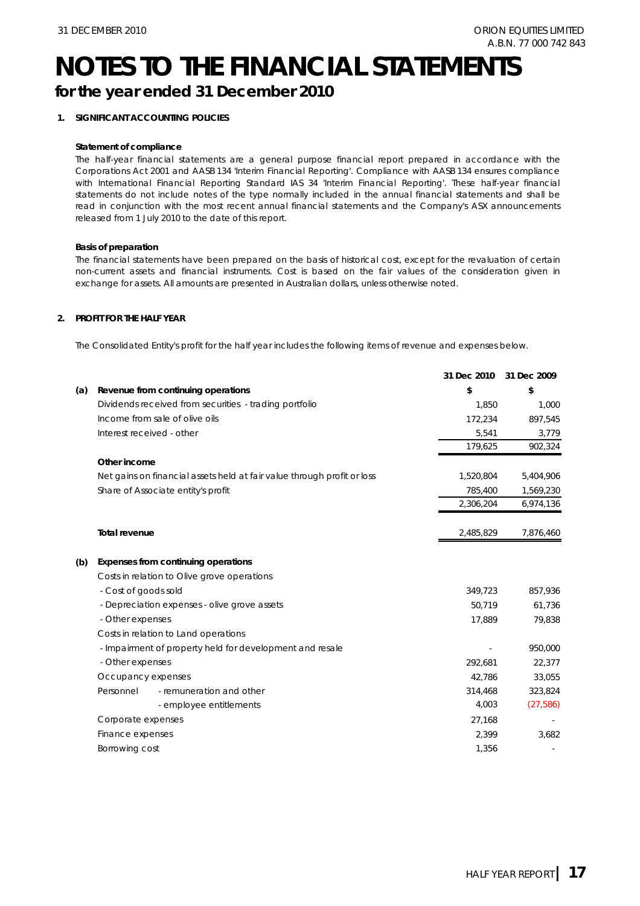# NOTES TO THE FINANCIAL STATEMENTS

## for the year ended 31 December 2010

### 1. SIGNIFICANT ACCOUNTING POLICIES

**Statement of compliance**

The half-year financial statements are a general purpose financial report prepared in accordance with the Corporations Act 2001 and AASB 134 'Interim Financial Reporting'. Compliance with AASB 134 ensures compliance with International Financial Reporting Standard IAS 34 'Interim Financial Reporting'. These half-year financial statements do not include notes of the type normally included in the annual financial statements and shall be read in conjunction with the most recent annual financial statements and the Company's ASX announcements released from 1 July 2010 to the date of this report.

**Basis of preparation**

The financial statements have been prepared on the basis of historical cost, except for the revaluation of certain non-current assets and financial instruments. Cost is based on the fair values of the consideration given in exchange for assets. All amounts are presented in Australian dollars, unless otherwise noted.

### 2. PROFIT FOR THE HALF YEAR

The Consolidated Entity's profit for the half year includes the following items of revenue and expenses below.

| | | 31 Dec 2010 | 31 Dec 2009 |
|---|---|---|---|
| **(a)** | **Revenue from continuing operations** | **$** | **$** |
| | Dividends received from securities - trading portfolio | 1,850 | 1,000 |
| | Income from sale of olive oils | 172,234 | 897,545 |
| | Interest received - other | 5,541 | 3,779 |
| | | 179,625 | 902,324 |
| | **Other income** | | |
| | Net gains on financial assets held at fair value through profit or loss | 1,520,804 | 5,404,906 |
| | Share of Associate entity's profit | 785,400 | 1,569,230 |
| | | 2,306,204 | 6,974,136 |
| | **Total revenue** | 2,485,829 | 7,876,460 |
| **(b)** | **Expenses from continuing operations** | | |
| | Costs in relation to Olive grove operations | | |
| | - Cost of goods sold | 349,723 | 857,936 |
| | - Depreciation expenses - olive grove assets | 50,719 | 61,736 |
| | - Other expenses | 17,889 | 79,838 |
| | Costs in relation to Land operations | | |
| | - Impairment of property held for development and resale | - | 950,000 |
| | - Other expenses | 292,681 | 22,377 |
| | Occupancy expenses | 42,786 | 33,055 |
| | Personnel - remuneration and other | 314,468 | 323,824 |
| | - employee entitlements | 4,003 | (27,586) |
| | Corporate expenses | 27,168 | - |
| | Finance expenses | 2,399 | 3,682 |
| | Borrowing cost | 1,356 | - |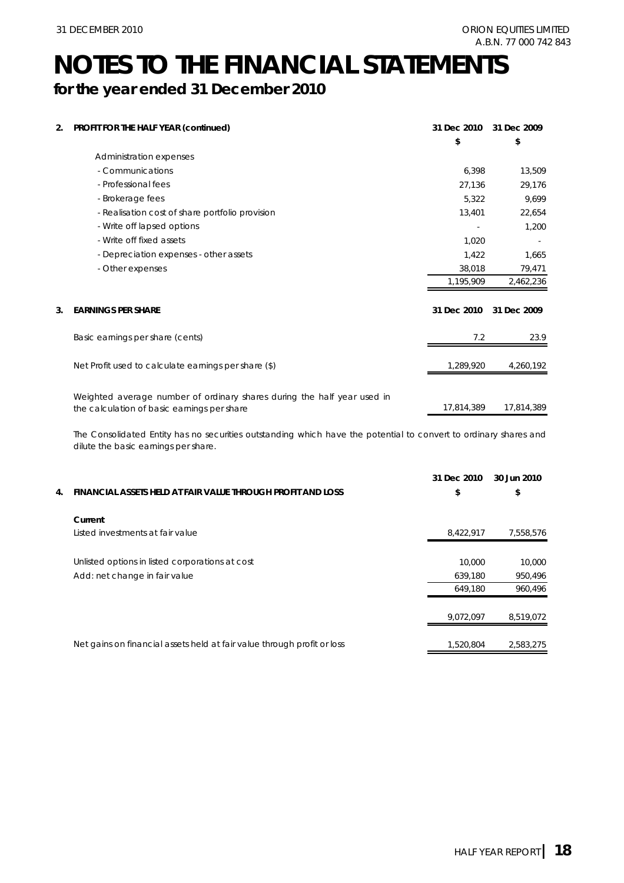# NOTES TO THE FINANCIAL STATEMENTS

## for the year ended 31 December 2010

| 2. PROFIT FOR THE HALF YEAR (continued) | 31 Dec 2010 | 31 Dec 2009 |
|---|---|---|
| | $ | $ |
| Administration expenses | | |
| - Communications | 6,398 | 13,509 |
| - Professional fees | 27,136 | 29,176 |
| - Brokerage fees | 5,322 | 9,699 |
| - Realisation cost of share portfolio provision | 13,401 | 22,654 |
| - Write off lapsed options | - | 1,200 |
| - Write off fixed assets | 1,020 | - |
| - Depreciation expenses - other assets | 1,422 | 1,665 |
| - Other expenses | 38,018 | 79,471 |
| | 1,195,909 | 2,462,236 |

| 3. EARNINGS PER SHARE | 31 Dec 2010 | 31 Dec 2009 |
|---|---|---|
| Basic earnings per share (cents) | 7.2 | 23.9 |
| Net Profit used to calculate earnings per share ($) | 1,289,920 | 4,260,192 |
| Weighted average number of ordinary shares during the half year used in the calculation of basic earnings per share | 17,814,389 | 17,814,389 |

The Consolidated Entity has no securities outstanding which have the potential to convert to ordinary shares and dilute the basic earnings per share.

| 4. FINANCIAL ASSETS HELD AT FAIR VALUE THROUGH PROFIT AND LOSS | 31 Dec 2010 | 30 Jun 2010 |
|---|---|---|
| | $ | $ |
| **Current** | | |
| Listed investments at fair value | 8,422,917 | 7,558,576 |
| Unlisted options in listed corporations at cost | 10,000 | 10,000 |
| Add: net change in fair value | 639,180 | 950,496 |
| | 649,180 | 960,496 |
| | 9,072,097 | 8,519,072 |
| Net gains on financial assets held at fair value through profit or loss | 1,520,804 | 2,583,275 |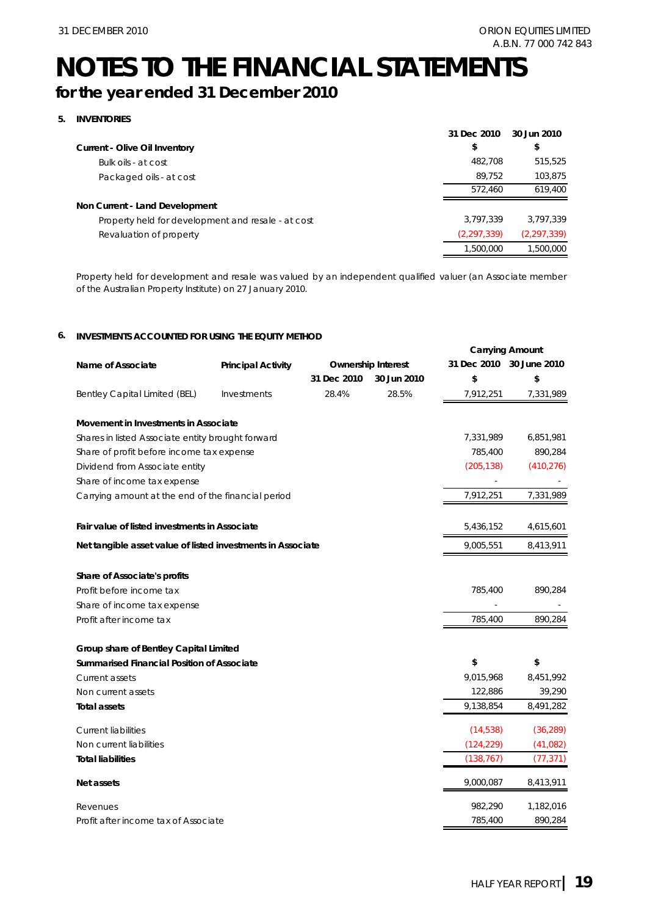# NOTES TO THE FINANCIAL STATEMENTS

## for the year ended 31 December 2010

### 5. INVENTORIES

| | 31 Dec 2010 | 30 Jun 2010 |
|---|---|---|
| **Current - Olive Oil Inventory** | **$** | **$** |
| Bulk oils - at cost | 482,708 | 515,525 |
| Packaged oils - at cost | 89,752 | 103,875 |
| | 572,460 | 619,400 |
| **Non Current - Land Development** | | |
| Property held for development and resale - at cost | 3,797,339 | 3,797,339 |
| Revaluation of property | (2,297,339) | (2,297,339) |
| | 1,500,000 | 1,500,000 |

Property held for development and resale was valued by an independent qualified valuer (an Associate member of the Australian Property Institute) on 27 January 2010.

### 6. INVESTMENTS ACCOUNTED FOR USING THE EQUITY METHOD

| Name of Associate | Principal Activity | Ownership Interest | | Carrying Amount | |
|---|---|---|---|---|---|
| | | 31 Dec 2010 | 30 Jun 2010 | 31 Dec 2010 | 30 June 2010 |
| | | | | $ | $ |
| Bentley Capital Limited (BEL) | Investments | 28.4% | 28.5% | 7,912,251 | 7,331,989 |

| | 31 Dec 2010 | 30 June 2010 |
|---|---|---|
| **Movement in Investments in Associate** | | |
| Shares in listed Associate entity brought forward | 7,331,989 | 6,851,981 |
| Share of profit before income tax expense | 785,400 | 890,284 |
| Dividend from Associate entity | (205,138) | (410,276) |
| Share of income tax expense | - | - |
| Carrying amount at the end of the financial period | 7,912,251 | 7,331,989 |
| | | |
| **Fair value of listed investments in Associate** | 5,436,152 | 4,615,601 |
| **Net tangible asset value of listed investments in Associate** | 9,005,551 | 8,413,911 |
| | | |
| **Share of Associate's profits** | | |
| Profit before income tax | 785,400 | 890,284 |
| Share of income tax expense | - | - |
| Profit after income tax | 785,400 | 890,284 |
| | | |
| **Group share of Bentley Capital Limited** | | |
| **Summarised Financial Position of Associate** | **$** | **$** |
| Current assets | 9,015,968 | 8,451,992 |
| Non current assets | 122,886 | 39,290 |
| **Total assets** | 9,138,854 | 8,491,282 |
| | | |
| Current liabilities | (14,538) | (36,289) |
| Non current liabilities | (124,229) | (41,082) |
| **Total liabilities** | (138,767) | (77,371) |
| | | |
| **Net assets** | 9,000,087 | 8,413,911 |
| | | |
| Revenues | 982,290 | 1,182,016 |
| Profit after income tax of Associate | 785,400 | 890,284 |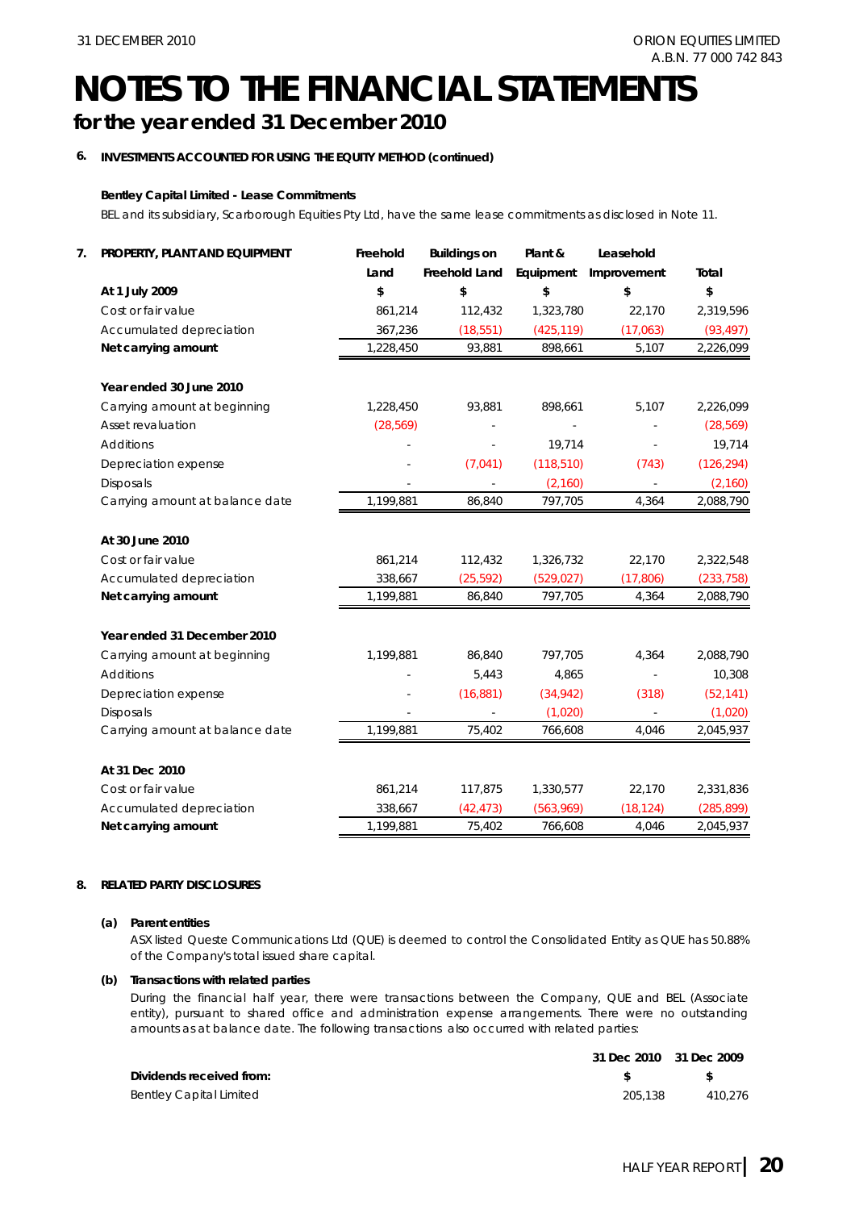# NOTES TO THE FINANCIAL STATEMENTS

## for the year ended 31 December 2010

### 6. INVESTMENTS ACCOUNTED FOR USING THE EQUITY METHOD (continued)

**Bentley Capital Limited - Lease Commitments**

BEL and its subsidiary, Scarborough Equities Pty Ltd, have the same lease commitments as disclosed in Note 11.

### 7. PROPERTY, PLANT AND EQUIPMENT

| | Freehold Land | Buildings on Freehold Land | Plant & Equipment | Leasehold Improvement | Total |
|---|---|---|---|---|---|
| **At 1 July 2009** | **$** | **$** | **$** | **$** | **$** |
| Cost or fair value | 861,214 | 112,432 | 1,323,780 | 22,170 | 2,319,596 |
| Accumulated depreciation | 367,236 | (18,551) | (425,119) | (17,063) | (93,497) |
| **Net carrying amount** | 1,228,450 | 93,881 | 898,661 | 5,107 | 2,226,099 |
| | | | | | |
| **Year ended 30 June 2010** | | | | | |
| Carrying amount at beginning | 1,228,450 | 93,881 | 898,661 | 5,107 | 2,226,099 |
| Asset revaluation | (28,569) | - | - | - | (28,569) |
| Additions | - | - | 19,714 | - | 19,714 |
| Depreciation expense | - | (7,041) | (118,510) | (743) | (126,294) |
| Disposals | - | - | (2,160) | - | (2,160) |
| Carrying amount at balance date | 1,199,881 | 86,840 | 797,705 | 4,364 | 2,088,790 |
| | | | | | |
| **At 30 June 2010** | | | | | |
| Cost or fair value | 861,214 | 112,432 | 1,326,732 | 22,170 | 2,322,548 |
| Accumulated depreciation | 338,667 | (25,592) | (529,027) | (17,806) | (233,758) |
| **Net carrying amount** | 1,199,881 | 86,840 | 797,705 | 4,364 | 2,088,790 |
| | | | | | |
| **Year ended 31 December 2010** | | | | | |
| Carrying amount at beginning | 1,199,881 | 86,840 | 797,705 | 4,364 | 2,088,790 |
| Additions | - | 5,443 | 4,865 | - | 10,308 |
| Depreciation expense | - | (16,881) | (34,942) | (318) | (52,141) |
| Disposals | - | - | (1,020) | - | (1,020) |
| Carrying amount at balance date | 1,199,881 | 75,402 | 766,608 | 4,046 | 2,045,937 |
| | | | | | |
| **At 31 Dec 2010** | | | | | |
| Cost or fair value | 861,214 | 117,875 | 1,330,577 | 22,170 | 2,331,836 |
| Accumulated depreciation | 338,667 | (42,473) | (563,969) | (18,124) | (285,899) |
| **Net carrying amount** | 1,199,881 | 75,402 | 766,608 | 4,046 | 2,045,937 |

### 8. RELATED PARTY DISCLOSURES

**(a) Parent entities**

ASX listed Queste Communications Ltd (QUE) is deemed to control the Consolidated Entity as QUE has 50.88% of the Company's total issued share capital.

**(b) Transactions with related parties**

During the financial half year, there were transactions between the Company, QUE and BEL (Associate entity), pursuant to shared office and administration expense arrangements. There were no outstanding amounts as at balance date. The following transactions also occurred with related parties:

| | 31 Dec 2010 | 31 Dec 2009 |
|---|---|---|
| **Dividends received from:** | **$** | **$** |
| Bentley Capital Limited | 205,138 | 410,276 |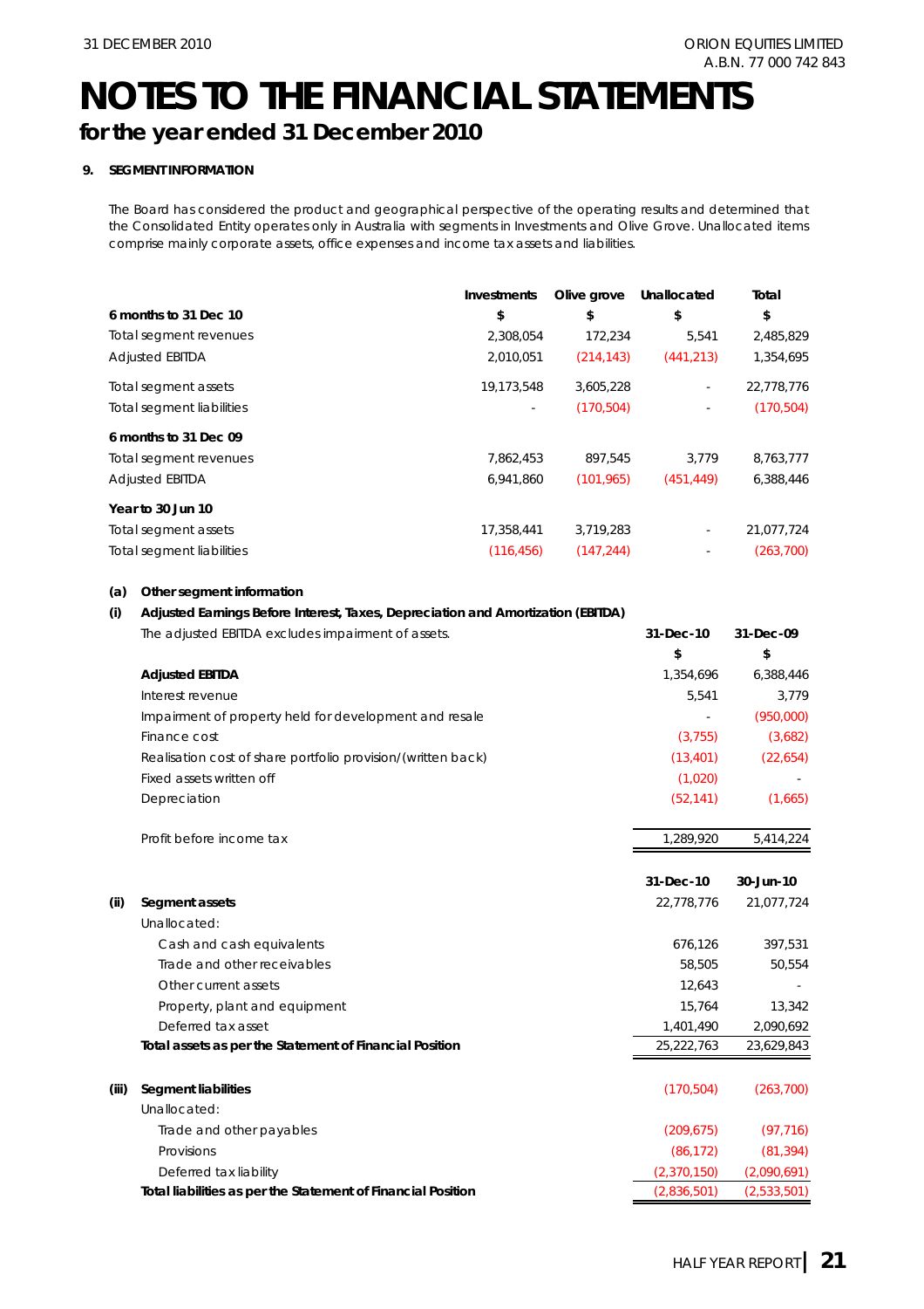# NOTES TO THE FINANCIAL STATEMENTS

## for the year ended 31 December 2010

### 9. SEGMENT INFORMATION

The Board has considered the product and geographical perspective of the operating results and determined that the Consolidated Entity operates only in Australia with segments in Investments and Olive Grove. Unallocated items comprise mainly corporate assets, office expenses and income tax assets and liabilities.

| | Investments | Olive grove | Unallocated | Total |
|---|---|---|---|---|
| **6 months to 31 Dec 10** | **$** | **$** | **$** | **$** |
| Total segment revenues | 2,308,054 | 172,234 | 5,541 | 2,485,829 |
| Adjusted EBITDA | 2,010,051 | (214,143) | (441,213) | 1,354,695 |
| Total segment assets | 19,173,548 | 3,605,228 | - | 22,778,776 |
| Total segment liabilities | - | (170,504) | - | (170,504) |
| **6 months to 31 Dec 09** | | | | |
| Total segment revenues | 7,862,453 | 897,545 | 3,779 | 8,763,777 |
| Adjusted EBITDA | 6,941,860 | (101,965) | (451,449) | 6,388,446 |
| **Year to 30 Jun 10** | | | | |
| Total segment assets | 17,358,441 | 3,719,283 | - | 21,077,724 |
| Total segment liabilities | (116,456) | (147,244) | - | (263,700) |

**(a) Other segment information**

**(i) Adjusted Earnings Before Interest, Taxes, Depreciation and Amortization (EBITDA)**

The adjusted EBITDA excludes impairment of assets.

| | 31-Dec-10 | 31-Dec-09 |
|---|---|---|
| | $ | $ |
| **Adjusted EBITDA** | 1,354,696 | 6,388,446 |
| Interest revenue | 5,541 | 3,779 |
| Impairment of property held for development and resale | - | (950,000) |
| Finance cost | (3,755) | (3,682) |
| Realisation cost of share portfolio provision/(written back) | (13,401) | (22,654) |
| Fixed assets written off | (1,020) | - |
| Depreciation | (52,141) | (1,665) |
| Profit before income tax | 1,289,920 | 5,414,224 |

| | 31-Dec-10 | 30-Jun-10 |
|---|---|---|
| **(ii) Segment assets** | 22,778,776 | 21,077,724 |
| Unallocated: | | |
| Cash and cash equivalents | 676,126 | 397,531 |
| Trade and other receivables | 58,505 | 50,554 |
| Other current assets | 12,643 | - |
| Property, plant and equipment | 15,764 | 13,342 |
| Deferred tax asset | 1,401,490 | 2,090,692 |
| **Total assets as per the Statement of Financial Position** | 25,222,763 | 23,629,843 |
| **(iii) Segment liabilities** | (170,504) | (263,700) |
| Unallocated: | | |
| Trade and other payables | (209,675) | (97,716) |
| Provisions | (86,172) | (81,394) |
| Deferred tax liability | (2,370,150) | (2,090,691) |
| **Total liabilities as per the Statement of Financial Position** | (2,836,501) | (2,533,501) |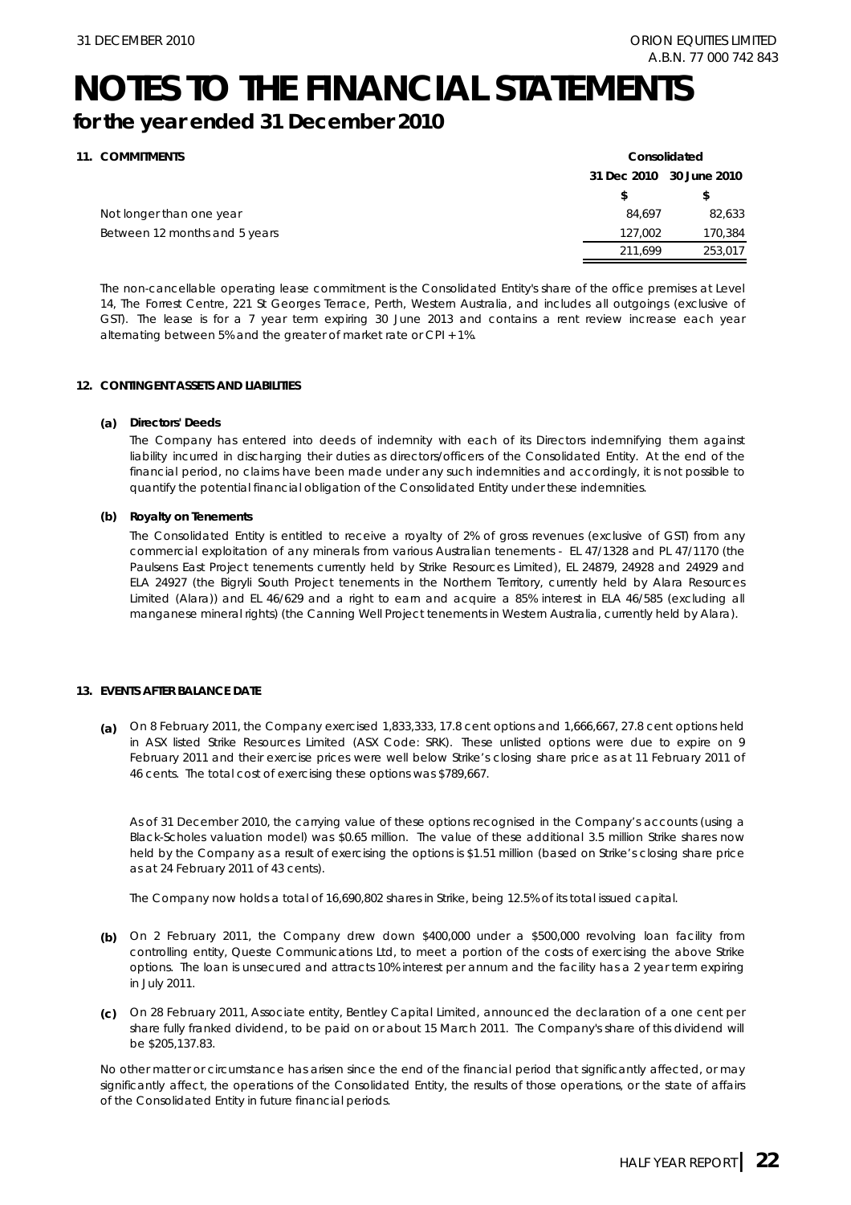# NOTES TO THE FINANCIAL STATEMENTS

## for the year ended 31 December 2010

### 11. COMMITMENTS

| | Consolidated | |
|---|---|---|
| | 31 Dec 2010 | 30 June 2010 |
| | $ | $ |
| Not longer than one year | 84,697 | 82,633 |
| Between 12 months and 5 years | 127,002 | 170,384 |
| | 211,699 | 253,017 |

The non-cancellable operating lease commitment is the Consolidated Entity's share of the office premises at Level 14, The Forrest Centre, 221 St Georges Terrace, Perth, Western Australia, and includes all outgoings (exclusive of GST). The lease is for a 7 year term expiring 30 June 2013 and contains a rent review increase each year alternating between 5% and the greater of market rate or CPI + 1%.

### 12. CONTINGENT ASSETS AND LIABILITIES

**(a) Directors' Deeds**

The Company has entered into deeds of indemnity with each of its Directors indemnifying them against liability incurred in discharging their duties as directors/officers of the Consolidated Entity. At the end of the financial period, no claims have been made under any such indemnities and accordingly, it is not possible to quantify the potential financial obligation of the Consolidated Entity under these indemnities.

**(b) Royalty on Tenements**

The Consolidated Entity is entitled to receive a royalty of 2% of gross revenues (exclusive of GST) from any commercial exploitation of any minerals from various Australian tenements - EL 47/1328 and PL 47/1170 (the Paulsens East Project tenements currently held by Strike Resources Limited), EL 24879, 24928 and 24929 and ELA 24927 (the Bigryli South Project tenements in the Northern Territory, currently held by Alara Resources Limited (Alara)) and EL 46/629 and a right to earn and acquire a 85% interest in ELA 46/585 (excluding all manganese mineral rights) (the Canning Well Project tenements in Western Australia, currently held by Alara).

### 13. EVENTS AFTER BALANCE DATE

**(a)** On 8 February 2011, the Company exercised 1,833,333, 17.8 cent options and 1,666,667, 27.8 cent options held in ASX listed Strike Resources Limited (ASX Code: SRK). These unlisted options were due to expire on 9 February 2011 and their exercise prices were well below Strike's closing share price as at 11 February 2011 of 46 cents. The total cost of exercising these options was $789,667.

As of 31 December 2010, the carrying value of these options recognised in the Company's accounts (using a Black-Scholes valuation model) was $0.65 million. The value of these additional 3.5 million Strike shares now held by the Company as a result of exercising the options is $1.51 million (based on Strike's closing share price as at 24 February 2011 of 43 cents).

The Company now holds a total of 16,690,802 shares in Strike, being 12.5% of its total issued capital.

**(b)** On 2 February 2011, the Company drew down $400,000 under a $500,000 revolving loan facility from controlling entity, Queste Communications Ltd, to meet a portion of the costs of exercising the above Strike options. The loan is unsecured and attracts 10% interest per annum and the facility has a 2 year term expiring in July 2011.

**(c)** On 28 February 2011, Associate entity, Bentley Capital Limited, announced the declaration of a one cent per share fully franked dividend, to be paid on or about 15 March 2011. The Company's share of this dividend will be $205,137.83.

No other matter or circumstance has arisen since the end of the financial period that significantly affected, or may significantly affect, the operations of the Consolidated Entity, the results of those operations, or the state of affairs of the Consolidated Entity in future financial periods.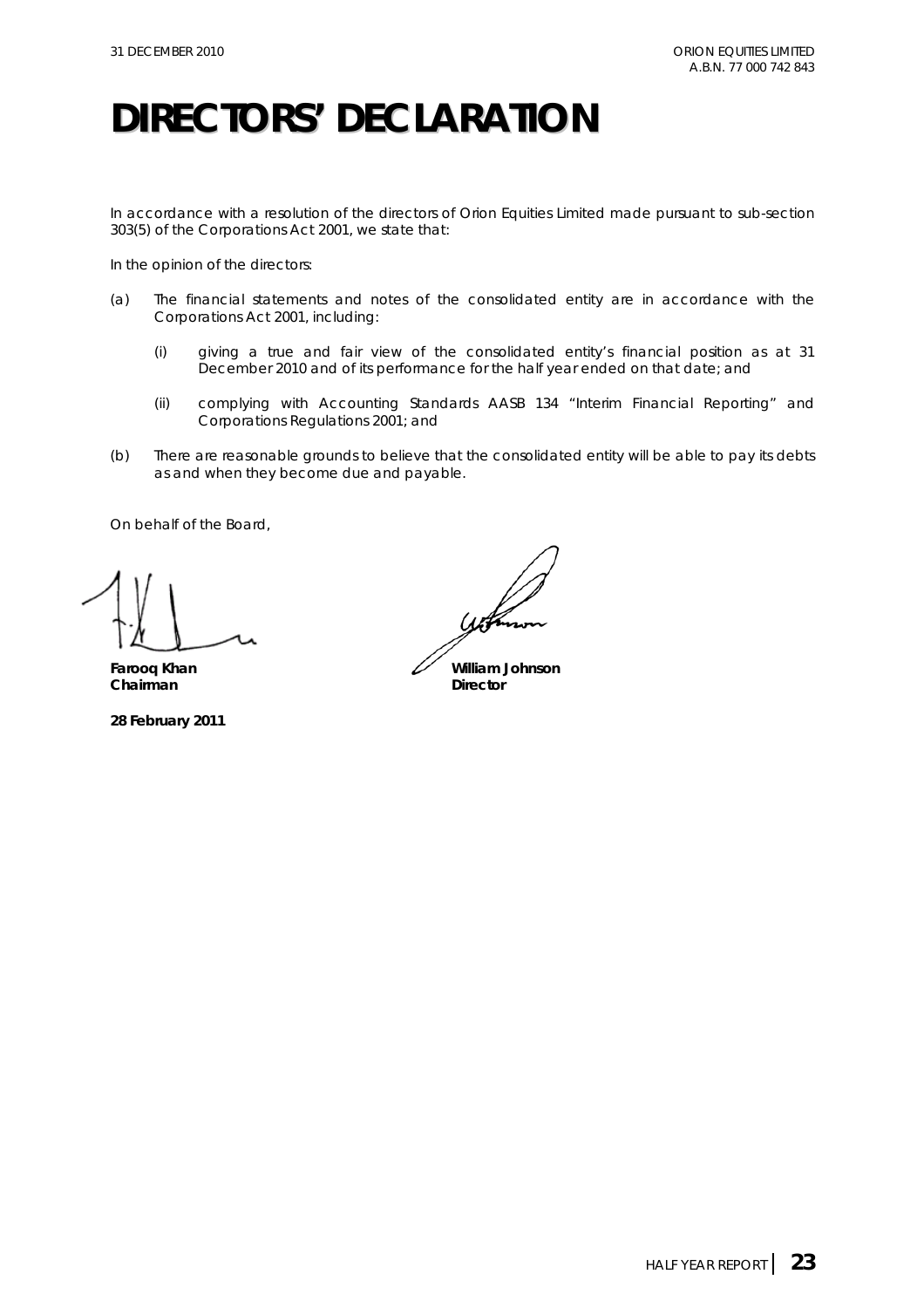# DIRECTORS' DECLARATION

In accordance with a resolution of the directors of Orion Equities Limited made pursuant to sub-section 303(5) of the Corporations Act 2001, we state that:

In the opinion of the directors:

(a) The financial statements and notes of the consolidated entity are in accordance with the Corporations Act 2001, including:

(i) giving a true and fair view of the consolidated entity's financial position as at 31 December 2010 and of its performance for the half year ended on that date; and

(ii) complying with Accounting Standards AASB 134 "Interim Financial Reporting" and Corporations Regulations 2001; and

(b) There are reasonable grounds to believe that the consolidated entity will be able to pay its debts as and when they become due and payable.

On behalf of the Board,

**Farooq Khan**
**Chairman**

**William Johnson**
**Director**

**28 February 2011**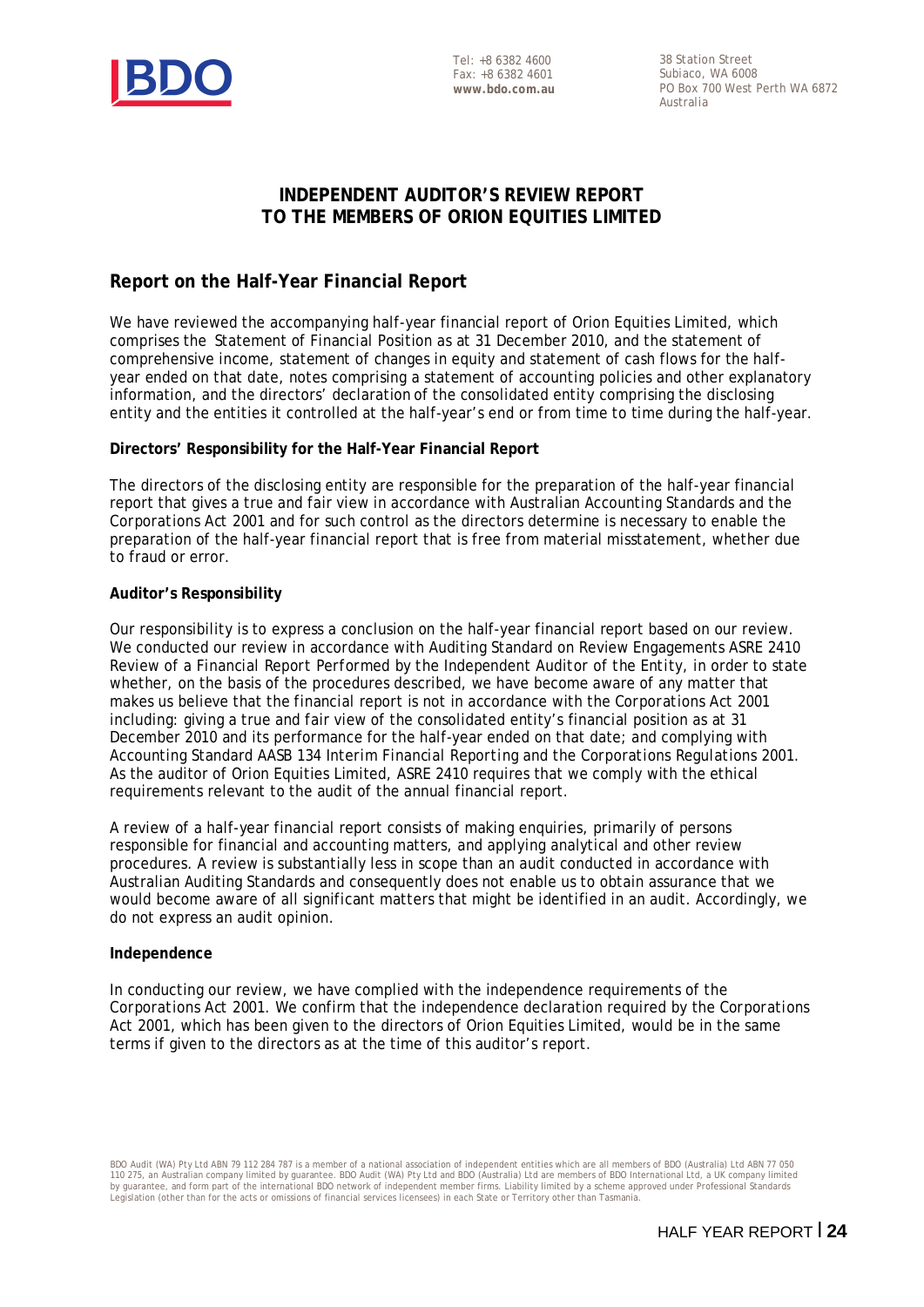Tel: +8 6382 4600
Fax: +8 6382 4601
**www.bdo.com.au**

38 Station Street
Subiaco, WA 6008
PO Box 700 West Perth WA 6872
Australia

# INDEPENDENT AUDITOR'S REVIEW REPORT
# TO THE MEMBERS OF ORION EQUITIES LIMITED

## Report on the Half-Year Financial Report

We have reviewed the accompanying half-year financial report of Orion Equities Limited, which comprises the Statement of Financial Position as at 31 December 2010, and the statement of comprehensive income, statement of changes in equity and statement of cash flows for the half-year ended on that date, notes comprising a statement of accounting policies and other explanatory information, and the directors' declaration of the consolidated entity comprising the disclosing entity and the entities it controlled at the half-year's end or from time to time during the half-year.

**Directors' Responsibility for the Half-Year Financial Report**

The directors of the disclosing entity are responsible for the preparation of the half-year financial report that gives a true and fair view in accordance with Australian Accounting Standards and the *Corporations Act 2001* and for such control as the directors determine is necessary to enable the preparation of the half-year financial report that is free from material misstatement, whether due to fraud or error.

**Auditor's Responsibility**

Our responsibility is to express a conclusion on the half-year financial report based on our review. We conducted our review in accordance with Auditing Standard on Review Engagements ASRE 2410 *Review of a Financial Report Performed by the Independent Auditor of the Entity*, in order to state whether, on the basis of the procedures described, we have become aware of any matter that makes us believe that the financial report is not in accordance with the *Corporations Act 2001* including: giving a true and fair view of the consolidated entity's financial position as at 31 December 2010 and its performance for the half-year ended on that date; and complying with Accounting Standard AASB 134 *Interim Financial Reporting* and the *Corporations Regulations 2001*. As the auditor of Orion Equities Limited, ASRE 2410 requires that we comply with the ethical requirements relevant to the audit of the annual financial report.

A review of a half-year financial report consists of making enquiries, primarily of persons responsible for financial and accounting matters, and applying analytical and other review procedures. A review is substantially less in scope than an audit conducted in accordance with Australian Auditing Standards and consequently does not enable us to obtain assurance that we would become aware of all significant matters that might be identified in an audit. Accordingly, we do not express an audit opinion.

**Independence**

In conducting our review, we have complied with the independence requirements of the *Corporations Act 2001*. We confirm that the independence declaration required by the *Corporations Act 2001*, which has been given to the directors of Orion Equities Limited, would be in the same terms if given to the directors as at the time of this auditor's report.

BDO Audit (WA) Pty Ltd ABN 79 112 284 787 is a member of a national association of independent entities which are all members of BDO (Australia) Ltd ABN 77 050 110 275, an Australian company limited by guarantee. BDO Audit (WA) Pty Ltd and BDO (Australia) Ltd are members of BDO International Ltd, a UK company limited by guarantee, and form part of the international BDO network of independent member firms. Liability limited by a scheme approved under Professional Standards Legislation (other than for the acts or omissions of financial services licensees) in each State or Territory other than Tasmania.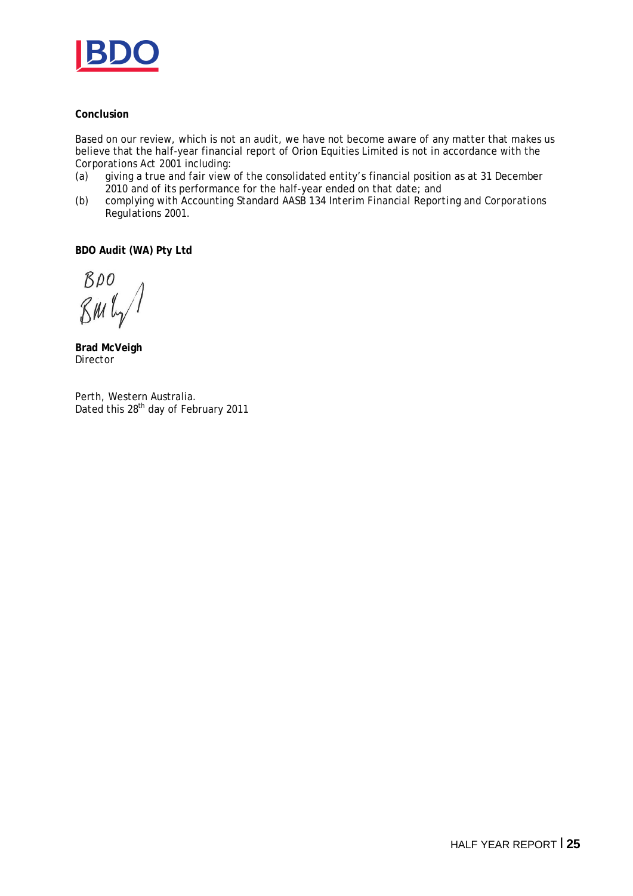**Conclusion**

Based on our review, which is not an audit, we have not become aware of any matter that makes us believe that the half-year financial report of Orion Equities Limited is not in accordance with the *Corporations Act 2001* including:

(a) giving a true and fair view of the consolidated entity's financial position as at 31 December 2010 and of its performance for the half-year ended on that date; and

(b) complying with Accounting Standard AASB 134 *Interim Financial Reporting* and *Corporations Regulations 2001*.

**BDO Audit (WA) Pty Ltd**

BDO

**Brad McVeigh**
Director

Perth, Western Australia.
Dated this 28th day of February 2011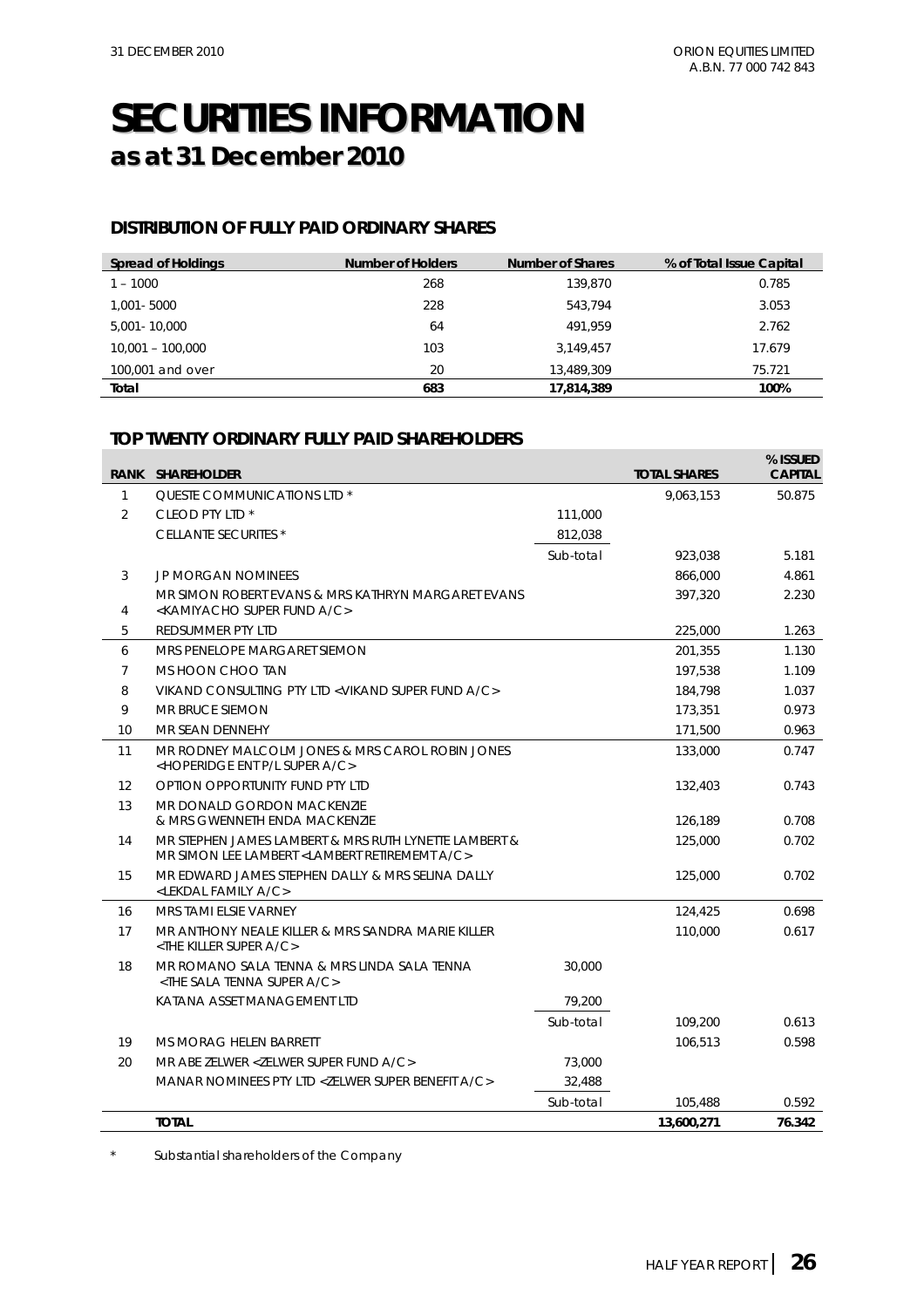# SECURITIES INFORMATION

## as at 31 December 2010

### DISTRIBUTION OF FULLY PAID ORDINARY SHARES

| Spread of Holdings | Number of Holders | Number of Shares | % of Total Issue Capital |
|---|---|---|---|
| 1 – 1000 | 268 | 139,870 | 0.785 |
| 1,001- 5000 | 228 | 543,794 | 3.053 |
| 5,001- 10,000 | 64 | 491,959 | 2.762 |
| 10,001 – 100,000 | 103 | 3,149,457 | 17.679 |
| 100,001 and over | 20 | 13,489,309 | 75.721 |
| **Total** | **683** | **17,814,389** | **100%** |

### TOP TWENTY ORDINARY FULLY PAID SHAREHOLDERS

| RANK | SHAREHOLDER | | TOTAL SHARES | % ISSUED CAPITAL |
|---|---|---|---|---|
| 1 | QUESTE COMMUNICATIONS LTD * | | 9,063,153 | 50.875 |
| 2 | CLEOD PTY LTD * | 111,000 | | |
| | CELLANTE SECURITES * | 812,038 | | |
| | | Sub-total | 923,038 | 5.181 |
| 3 | JP MORGAN NOMINEES | | 866,000 | 4.861 |
| 4 | MR SIMON ROBERT EVANS & MRS KATHRYN MARGARET EVANS <KAMIYACHO SUPER FUND A/C> | | 397,320 | 2.230 |
| 5 | REDSUMMER PTY LTD | | 225,000 | 1.263 |
| 6 | MRS PENELOPE MARGARET SIEMON | | 201,355 | 1.130 |
| 7 | MS HOON CHOO TAN | | 197,538 | 1.109 |
| 8 | VIKAND CONSULTING PTY LTD <VIKAND SUPER FUND A/C> | | 184,798 | 1.037 |
| 9 | MR BRUCE SIEMON | | 173,351 | 0.973 |
| 10 | MR SEAN DENNEHY | | 171,500 | 0.963 |
| 11 | MR RODNEY MALCOLM JONES & MRS CAROL ROBIN JONES <HOPERIDGE ENT P/L SUPER A/C> | | 133,000 | 0.747 |
| 12 | OPTION OPPORTUNITY FUND PTY LTD | | 132,403 | 0.743 |
| 13 | MR DONALD GORDON MACKENZIE & MRS GWENNETH ENDA MACKENZIE | | 126,189 | 0.708 |
| 14 | MR STEPHEN JAMES LAMBERT & MRS RUTH LYNETTE LAMBERT & MR SIMON LEE LAMBERT <LAMBERT RETIREMEMT A/C> | | 125,000 | 0.702 |
| 15 | MR EDWARD JAMES STEPHEN DALLY & MRS SELINA DALLY <LEKDAL FAMILY A/C> | | 125,000 | 0.702 |
| 16 | MRS TAMI ELSIE VARNEY | | 124,425 | 0.698 |
| 17 | MR ANTHONY NEALE KILLER & MRS SANDRA MARIE KILLER <THE KILLER SUPER A/C> | | 110,000 | 0.617 |
| 18 | MR ROMANO SALA TENNA & MRS LINDA SALA TENNA <THE SALA TENNA SUPER A/C> | 30,000 | | |
| | KATANA ASSET MANAGEMENT LTD | 79,200 | | |
| | | Sub-total | 109,200 | 0.613 |
| 19 | MS MORAG HELEN BARRETT | | 106,513 | 0.598 |
| 20 | MR ABE ZELWER <ZELWER SUPER FUND A/C> | 73,000 | | |
| | MANAR NOMINEES PTY LTD <ZELWER SUPER BENEFIT A/C> | 32,488 | | |
| | | Sub-total | 105,488 | 0.592 |
| | **TOTAL** | | **13,600,271** | **76.342** |

\* Substantial shareholders of the Company